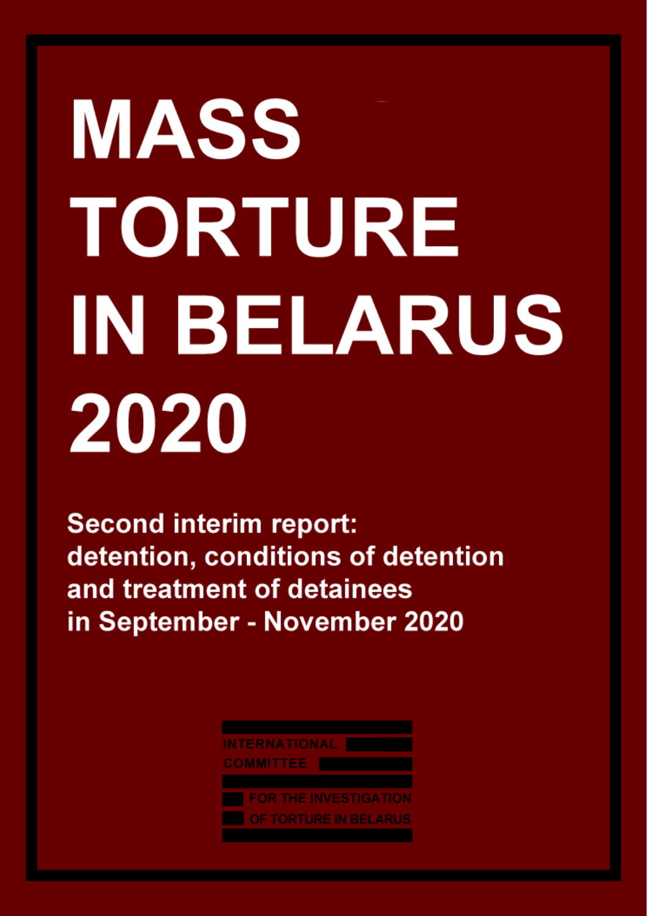# MASS TORTURE IN BELARUS 2020

**Second interim report: detention, conditions of detention and treatment of detainees in September - November 2020**

INTERNATIONAL COMMITTEE FOR THE INVESTIGATION OF TORTURE IN BELARUS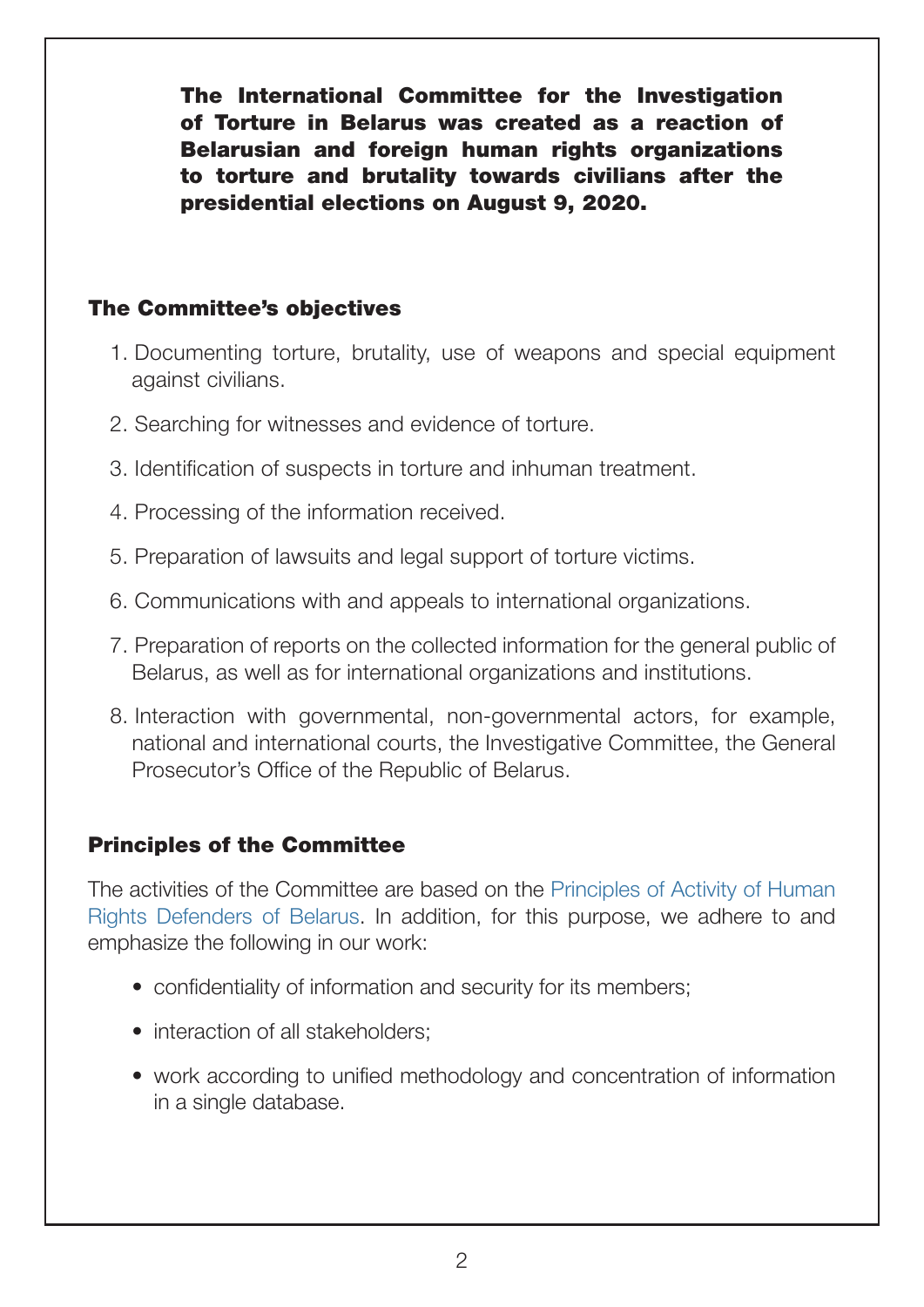**The International Committee for the Investigation of Torture in Belarus was created as a reaction of Belarusian and foreign human rights organizations to torture and brutality towards civilians after the presidential elections on August 9, 2020.**

## The Committee's objectives

1. Documenting torture, brutality, use of weapons and special equipment against civilians.
2. Searching for witnesses and evidence of torture.
3. Identification of suspects in torture and inhuman treatment.
4. Processing of the information received.
5. Preparation of lawsuits and legal support of torture victims.
6. Communications with and appeals to international organizations.
7. Preparation of reports on the collected information for the general public of Belarus, as well as for international organizations and institutions.
8. Interaction with governmental, non-governmental actors, for example, national and international courts, the Investigative Committee, the General Prosecutor's Office of the Republic of Belarus.

## Principles of the Committee

The activities of the Committee are based on the Principles of Activity of Human Rights Defenders of Belarus. In addition, for this purpose, we adhere to and emphasize the following in our work:

- confidentiality of information and security for its members;
- interaction of all stakeholders;
- work according to unified methodology and concentration of information in a single database.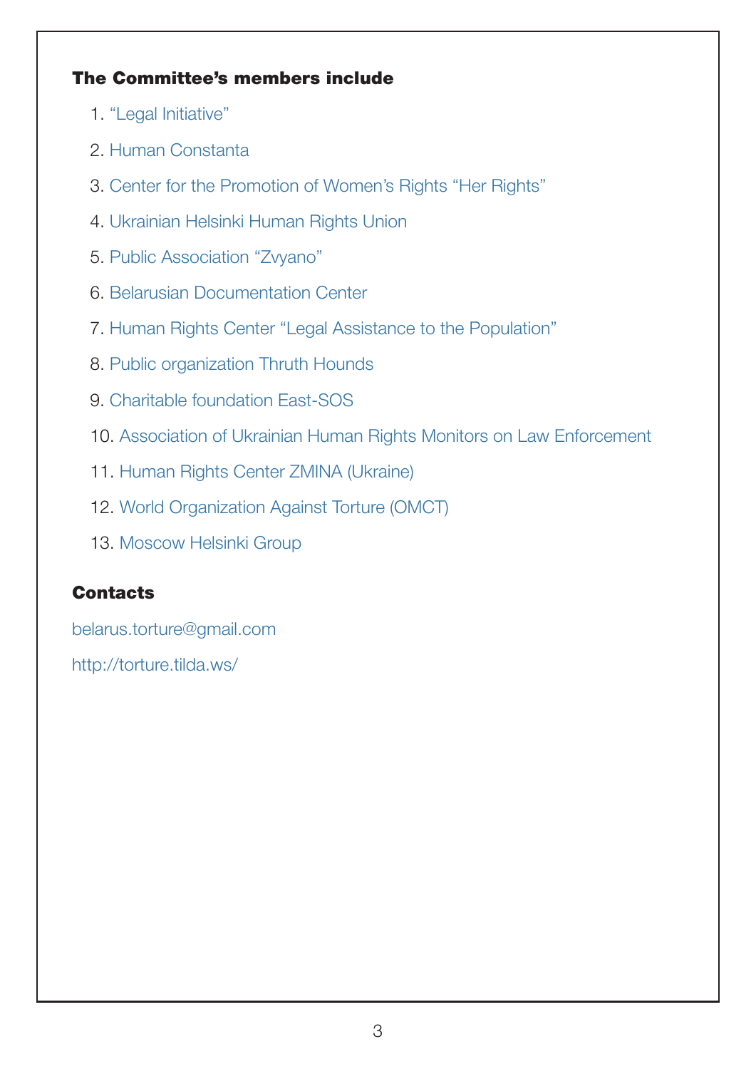**The Committee's members include**

1. "Legal Initiative"
2. Human Constanta
3. Center for the Promotion of Women's Rights "Her Rights"
4. Ukrainian Helsinki Human Rights Union
5. Public Association "Zvyano"
6. Belarusian Documentation Center
7. Human Rights Center "Legal Assistance to the Population"
8. Public organization Thruth Hounds
9. Charitable foundation East-SOS
10. Association of Ukrainian Human Rights Monitors on Law Enforcement
11. Human Rights Center ZMINA (Ukraine)
12. World Organization Against Torture (OMCT)
13. Moscow Helsinki Group

**Contacts**

belarus.torture@gmail.com

http://torture.tilda.ws/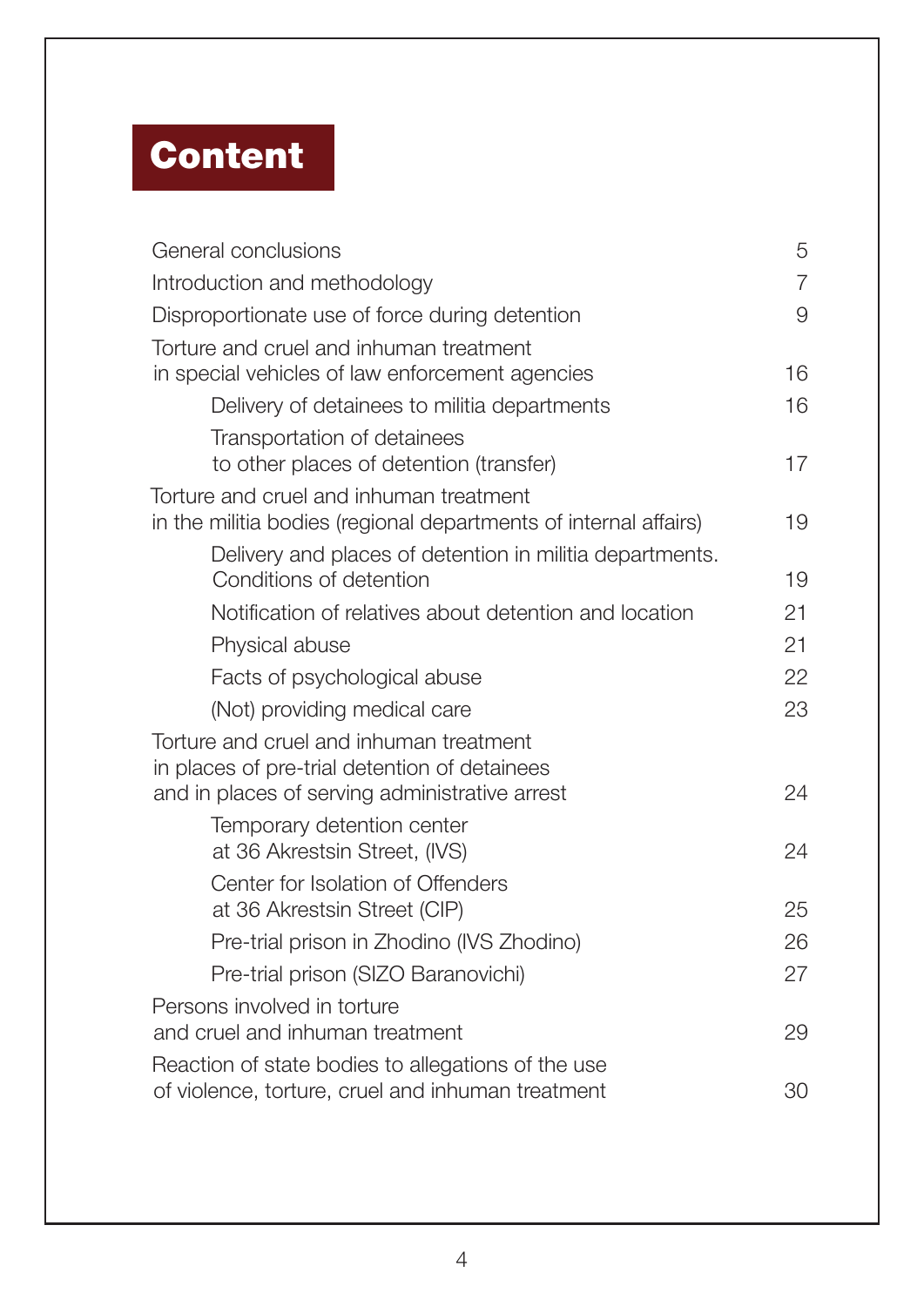# Content

| | |
|---|---|
| General conclusions | 5 |
| Introduction and methodology | 7 |
| Disproportionate use of force during detention | 9 |
| Torture and cruel and inhuman treatment in special vehicles of law enforcement agencies | 16 |
| Delivery of detainees to militia departments | 16 |
| Transportation of detainees to other places of detention (transfer) | 17 |
| Torture and cruel and inhuman treatment in the militia bodies (regional departments of internal affairs) | 19 |
| Delivery and places of detention in militia departments. Conditions of detention | 19 |
| Notification of relatives about detention and location | 21 |
| Physical abuse | 21 |
| Facts of psychological abuse | 22 |
| (Not) providing medical care | 23 |
| Torture and cruel and inhuman treatment in places of pre-trial detention of detainees and in places of serving administrative arrest | 24 |
| Temporary detention center at 36 Akrestsin Street, (IVS) | 24 |
| Center for Isolation of Offenders at 36 Akrestsin Street (CIP) | 25 |
| Pre-trial prison in Zhodino (IVS Zhodino) | 26 |
| Pre-trial prison (SIZO Baranovichi) | 27 |
| Persons involved in torture and cruel and inhuman treatment | 29 |
| Reaction of state bodies to allegations of the use of violence, torture, cruel and inhuman treatment | 30 |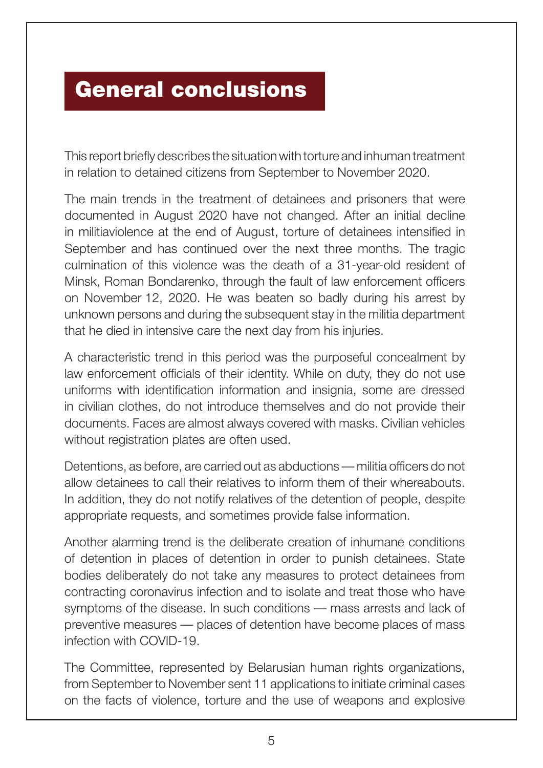# General conclusions

This report briefly describes the situation with torture and inhuman treatment in relation to detained citizens from September to November 2020.

The main trends in the treatment of detainees and prisoners that were documented in August 2020 have not changed. After an initial decline in militiaviolence at the end of August, torture of detainees intensified in September and has continued over the next three months. The tragic culmination of this violence was the death of a 31-year-old resident of Minsk, Roman Bondarenko, through the fault of law enforcement officers on November 12, 2020. He was beaten so badly during his arrest by unknown persons and during the subsequent stay in the militia department that he died in intensive care the next day from his injuries.

A characteristic trend in this period was the purposeful concealment by law enforcement officials of their identity. While on duty, they do not use uniforms with identification information and insignia, some are dressed in civilian clothes, do not introduce themselves and do not provide their documents. Faces are almost always covered with masks. Civilian vehicles without registration plates are often used.

Detentions, as before, are carried out as abductions — militia officers do not allow detainees to call their relatives to inform them of their whereabouts. In addition, they do not notify relatives of the detention of people, despite appropriate requests, and sometimes provide false information.

Another alarming trend is the deliberate creation of inhumane conditions of detention in places of detention in order to punish detainees. State bodies deliberately do not take any measures to protect detainees from contracting coronavirus infection and to isolate and treat those who have symptoms of the disease. In such conditions — mass arrests and lack of preventive measures — places of detention have become places of mass infection with COVID-19.

The Committee, represented by Belarusian human rights organizations, from September to November sent 11 applications to initiate criminal cases on the facts of violence, torture and the use of weapons and explosive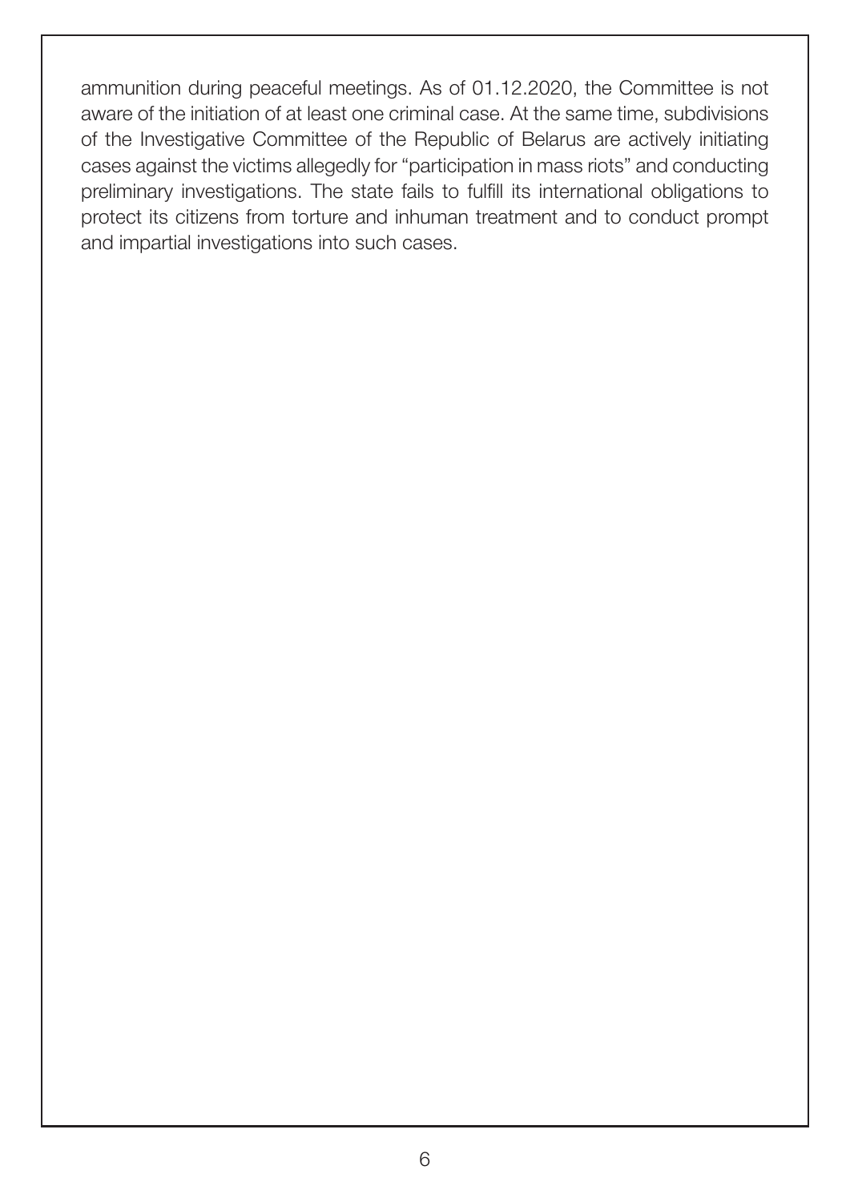ammunition during peaceful meetings. As of 01.12.2020, the Committee is not aware of the initiation of at least one criminal case. At the same time, subdivisions of the Investigative Committee of the Republic of Belarus are actively initiating cases against the victims allegedly for "participation in mass riots" and conducting preliminary investigations. The state fails to fulfill its international obligations to protect its citizens from torture and inhuman treatment and to conduct prompt and impartial investigations into such cases.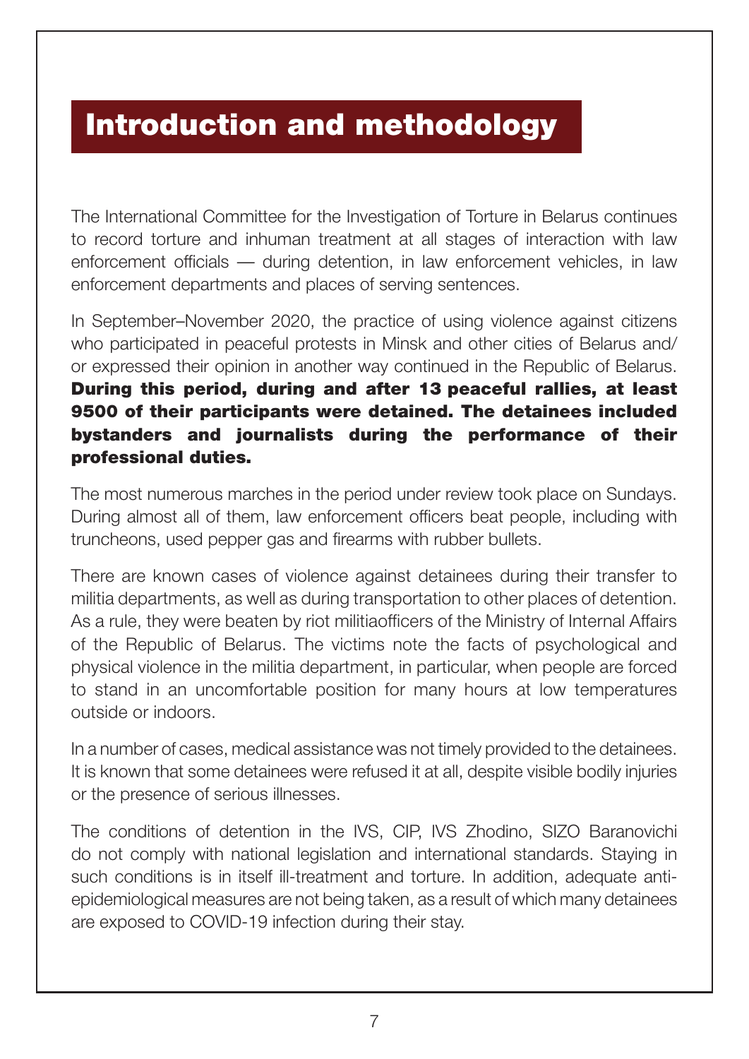# Introduction and methodology

The International Committee for the Investigation of Torture in Belarus continues to record torture and inhuman treatment at all stages of interaction with law enforcement officials — during detention, in law enforcement vehicles, in law enforcement departments and places of serving sentences.

In September–November 2020, the practice of using violence against citizens who participated in peaceful protests in Minsk and other cities of Belarus and/or expressed their opinion in another way continued in the Republic of Belarus. **During this period, during and after 13 peaceful rallies, at least 9500 of their participants were detained. The detainees included bystanders and journalists during the performance of their professional duties.**

The most numerous marches in the period under review took place on Sundays. During almost all of them, law enforcement officers beat people, including with truncheons, used pepper gas and firearms with rubber bullets.

There are known cases of violence against detainees during their transfer to militia departments, as well as during transportation to other places of detention. As a rule, they were beaten by riot militiaofficers of the Ministry of Internal Affairs of the Republic of Belarus. The victims note the facts of psychological and physical violence in the militia department, in particular, when people are forced to stand in an uncomfortable position for many hours at low temperatures outside or indoors.

In a number of cases, medical assistance was not timely provided to the detainees. It is known that some detainees were refused it at all, despite visible bodily injuries or the presence of serious illnesses.

The conditions of detention in the IVS, CIP, IVS Zhodino, SIZO Baranovichi do not comply with national legislation and international standards. Staying in such conditions is in itself ill-treatment and torture. In addition, adequate anti-epidemiological measures are not being taken, as a result of which many detainees are exposed to COVID-19 infection during their stay.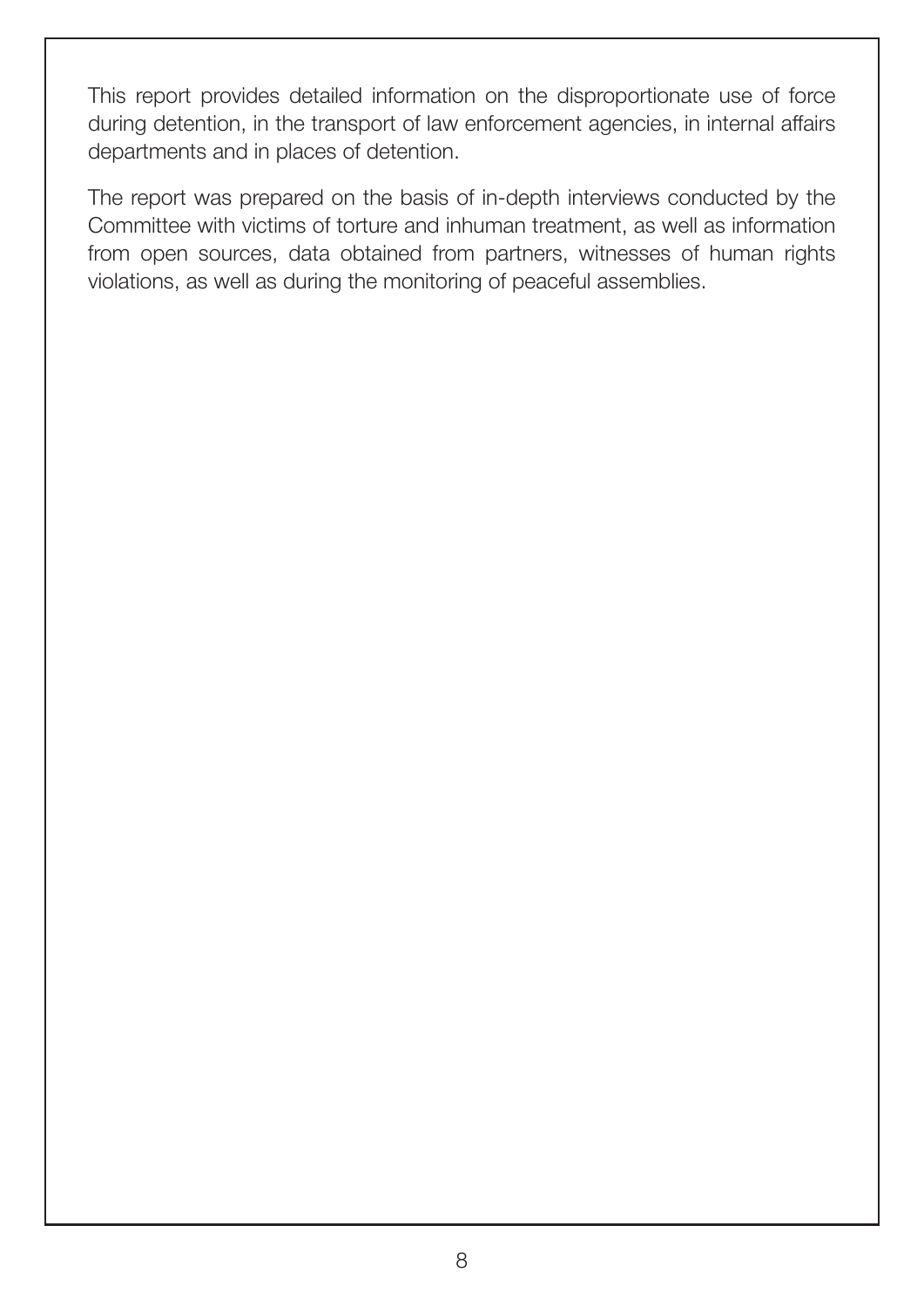This report provides detailed information on the disproportionate use of force during detention, in the transport of law enforcement agencies, in internal affairs departments and in places of detention.

The report was prepared on the basis of in-depth interviews conducted by the Committee with victims of torture and inhuman treatment, as well as information from open sources, data obtained from partners, witnesses of human rights violations, as well as during the monitoring of peaceful assemblies.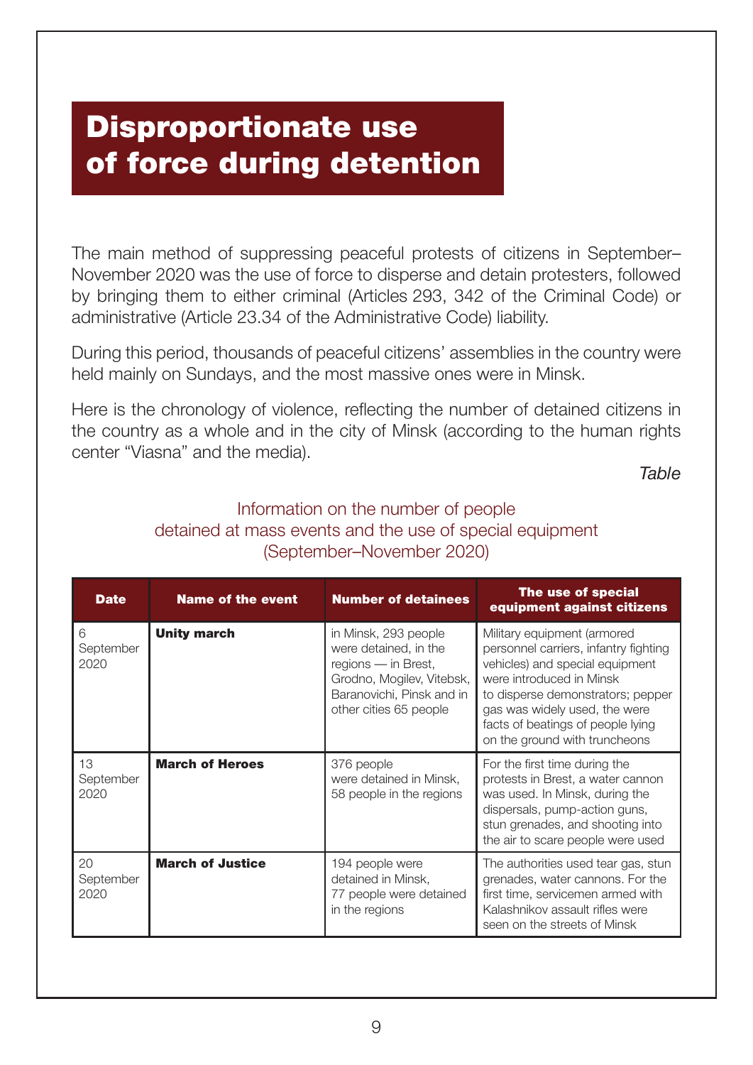# Disproportionate use of force during detention

The main method of suppressing peaceful protests of citizens in September–November 2020 was the use of force to disperse and detain protesters, followed by bringing them to either criminal (Articles 293, 342 of the Criminal Code) or administrative (Article 23.34 of the Administrative Code) liability.

During this period, thousands of peaceful citizens' assemblies in the country were held mainly on Sundays, and the most massive ones were in Minsk.

Here is the chronology of violence, reflecting the number of detained citizens in the country as a whole and in the city of Minsk (according to the human rights center "Viasna" and the media).

*Table*

Information on the number of people detained at mass events and the use of special equipment (September–November 2020)

| Date | Name of the event | Number of detainees | The use of special equipment against citizens |
|---|---|---|---|
| 6 September 2020 | **Unity march** | in Minsk, 293 people were detained, in the regions — in Brest, Grodno, Mogilev, Vitebsk, Baranovichi, Pinsk and in other cities 65 people | Military equipment (armored personnel carriers, infantry fighting vehicles) and special equipment were introduced in Minsk to disperse demonstrators; pepper gas was widely used, the were facts of beatings of people lying on the ground with truncheons |
| 13 September 2020 | **March of Heroes** | 376 people were detained in Minsk, 58 people in the regions | For the first time during the protests in Brest, a water cannon was used. In Minsk, during the dispersals, pump-action guns, stun grenades, and shooting into the air to scare people were used |
| 20 September 2020 | **March of Justice** | 194 people were detained in Minsk, 77 people were detained in the regions | The authorities used tear gas, stun grenades, water cannons. For the first time, servicemen armed with Kalashnikov assault rifles were seen on the streets of Minsk |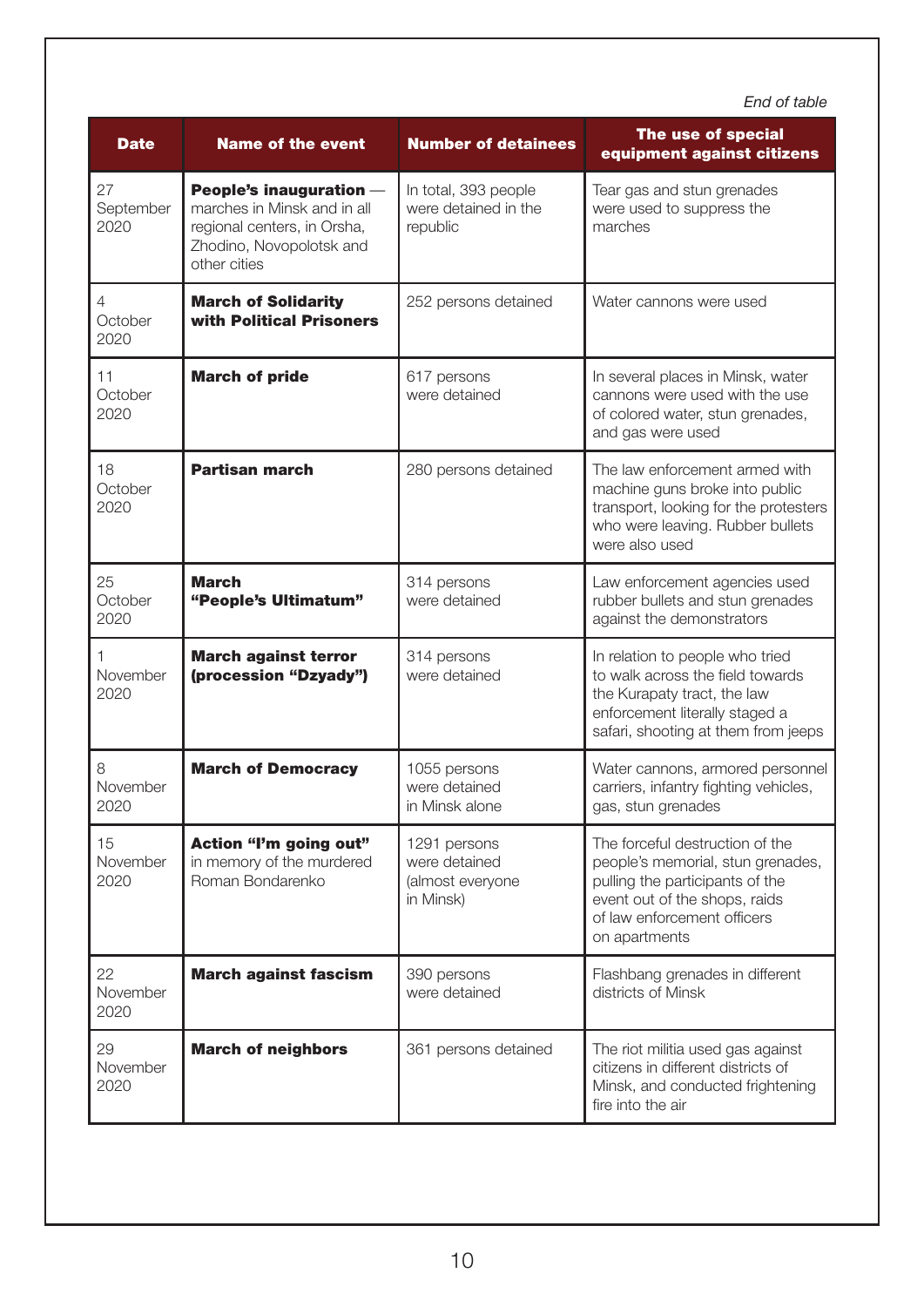*End of table*

| Date | Name of the event | Number of detainees | The use of special equipment against citizens |
|---|---|---|---|
| 27 September 2020 | **People's inauguration** — marches in Minsk and in all regional centers, in Orsha, Zhodino, Novopolotsk and other cities | In total, 393 people were detained in the republic | Tear gas and stun grenades were used to suppress the marches |
| 4 October 2020 | **March of Solidarity with Political Prisoners** | 252 persons detained | Water cannons were used |
| 11 October 2020 | **March of pride** | 617 persons were detained | In several places in Minsk, water cannons were used with the use of colored water, stun grenades, and gas were used |
| 18 October 2020 | **Partisan march** | 280 persons detained | The law enforcement armed with machine guns broke into public transport, looking for the protesters who were leaving. Rubber bullets were also used |
| 25 October 2020 | **March "People's Ultimatum"** | 314 persons were detained | Law enforcement agencies used rubber bullets and stun grenades against the demonstrators |
| 1 November 2020 | **March against terror (procession "Dzyady")** | 314 persons were detained | In relation to people who tried to walk across the field towards the Kurapaty tract, the law enforcement literally staged a safari, shooting at them from jeeps |
| 8 November 2020 | **March of Democracy** | 1055 persons were detained in Minsk alone | Water cannons, armored personnel carriers, infantry fighting vehicles, gas, stun grenades |
| 15 November 2020 | **Action "I'm going out"** in memory of the murdered Roman Bondarenko | 1291 persons were detained (almost everyone in Minsk) | The forceful destruction of the people's memorial, stun grenades, pulling the participants of the event out of the shops, raids of law enforcement officers on apartments |
| 22 November 2020 | **March against fascism** | 390 persons were detained | Flashbang grenades in different districts of Minsk |
| 29 November 2020 | **March of neighbors** | 361 persons detained | The riot militia used gas against citizens in different districts of Minsk, and conducted frightening fire into the air |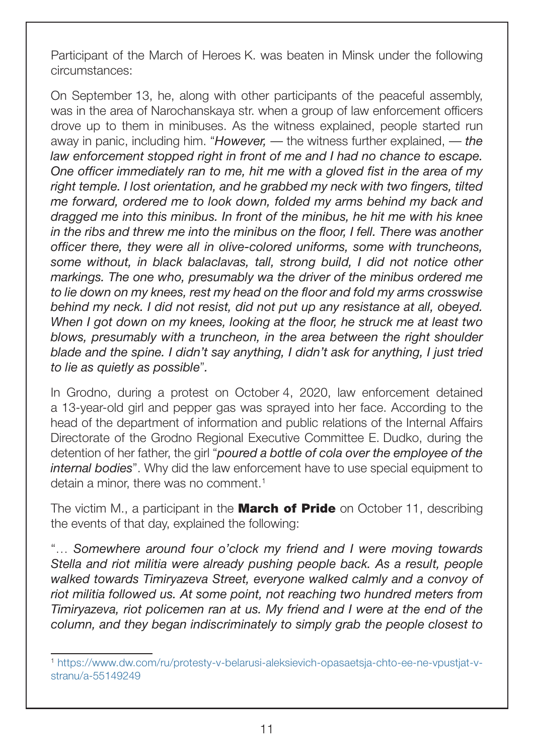Participant of the March of Heroes K. was beaten in Minsk under the following circumstances:

On September 13, he, along with other participants of the peaceful assembly, was in the area of Narochanskaya str. when a group of law enforcement officers drove up to them in minibuses. As the witness explained, people started run away in panic, including him. "*However,* — the witness further explained, — *the law enforcement stopped right in front of me and I had no chance to escape. One officer immediately ran to me, hit me with a gloved fist in the area of my right temple. I lost orientation, and he grabbed my neck with two fingers, tilted me forward, ordered me to look down, folded my arms behind my back and dragged me into this minibus. In front of the minibus, he hit me with his knee in the ribs and threw me into the minibus on the floor, I fell. There was another officer there, they were all in olive-colored uniforms, some with truncheons, some without, in black balaclavas, tall, strong build, I did not notice other markings. The one who, presumably wa the driver of the minibus ordered me to lie down on my knees, rest my head on the floor and fold my arms crosswise behind my neck. I did not resist, did not put up any resistance at all, obeyed. When I got down on my knees, looking at the floor, he struck me at least two blows, presumably with a truncheon, in the area between the right shoulder blade and the spine. I didn't say anything, I didn't ask for anything, I just tried to lie as quietly as possible*".

In Grodno, during a protest on October 4, 2020, law enforcement detained a 13-year-old girl and pepper gas was sprayed into her face. According to the head of the department of information and public relations of the Internal Affairs Directorate of the Grodno Regional Executive Committee E. Dudko, during the detention of her father, the girl "*poured a bottle of cola over the employee of the internal bodies*". Why did the law enforcement have to use special equipment to detain a minor, there was no comment.[1]

The victim M., a participant in the **March of Pride** on October 11, describing the events of that day, explained the following:

"… *Somewhere around four o'clock my friend and I were moving towards Stella and riot militia were already pushing people back. As a result, people walked towards Timiryazeva Street, everyone walked calmly and a convoy of riot militia followed us. At some point, not reaching two hundred meters from Timiryazeva, riot policemen ran at us. My friend and I were at the end of the column, and they began indiscriminately to simply grab the people closest to*

---

[1] https://www.dw.com/ru/protesty-v-belarusi-aleksievich-opasaetsja-chto-ee-ne-vpustjat-v-stranu/a-55149249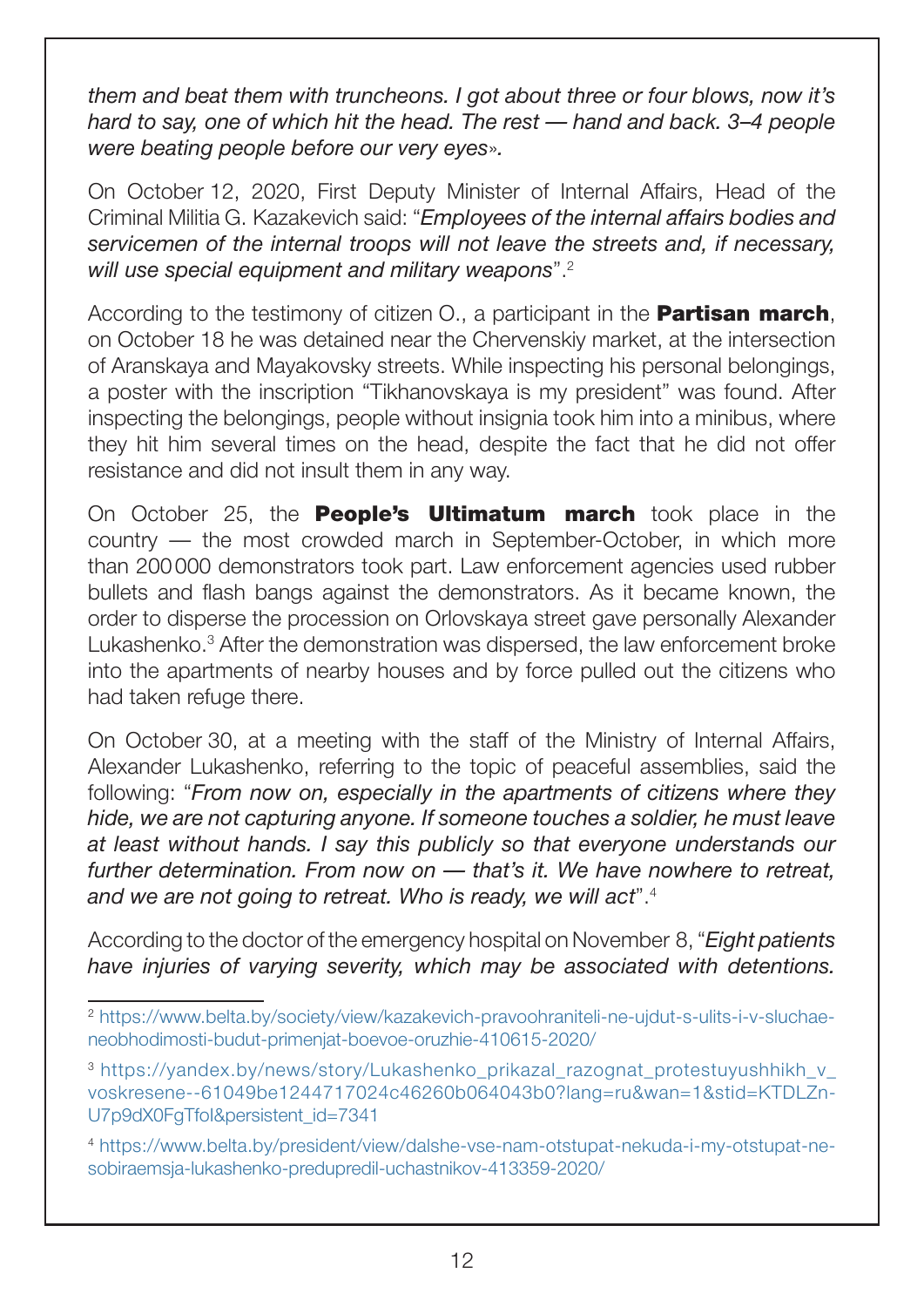*them and beat them with truncheons. I got about three or four blows, now it's hard to say, one of which hit the head. The rest — hand and back. 3–4 people were beating people before our very eyes».*

On October 12, 2020, First Deputy Minister of Internal Affairs, Head of the Criminal Militia G. Kazakevich said: "*Employees of the internal affairs bodies and servicemen of the internal troops will not leave the streets and, if necessary, will use special equipment and military weapons*".[2]

According to the testimony of citizen O., a participant in the **Partisan march**, on October 18 he was detained near the Chervenskiy market, at the intersection of Aranskaya and Mayakovsky streets. While inspecting his personal belongings, a poster with the inscription "Tikhanovskaya is my president" was found. After inspecting the belongings, people without insignia took him into a minibus, where they hit him several times on the head, despite the fact that he did not offer resistance and did not insult them in any way.

On October 25, the **People's Ultimatum march** took place in the country — the most crowded march in September-October, in which more than 200 000 demonstrators took part. Law enforcement agencies used rubber bullets and flash bangs against the demonstrators. As it became known, the order to disperse the procession on Orlovskaya street gave personally Alexander Lukashenko.[3] After the demonstration was dispersed, the law enforcement broke into the apartments of nearby houses and by force pulled out the citizens who had taken refuge there.

On October 30, at a meeting with the staff of the Ministry of Internal Affairs, Alexander Lukashenko, referring to the topic of peaceful assemblies, said the following: "*From now on, especially in the apartments of citizens where they hide, we are not capturing anyone. If someone touches a soldier, he must leave at least without hands. I say this publicly so that everyone understands our further determination. From now on — that's it. We have nowhere to retreat, and we are not going to retreat. Who is ready, we will act*".[4]

According to the doctor of the emergency hospital on November 8, "*Eight patients have injuries of varying severity, which may be associated with detentions.*

---

[2] https://www.belta.by/society/view/kazakevich-pravoohraniteli-ne-ujdut-s-ulits-i-v-sluchae-neobhodimosti-budut-primenjat-boevoe-oruzhie-410615-2020/

[3] https://yandex.by/news/story/Lukashenko_prikazal_razognat_protestuyushhikh_v_voskresene--61049be1244717024c46260b064043b0?lang=ru&wan=1&stid=KTDLZn-U7p9dX0FgTfol&persistent_id=7341

[4] https://www.belta.by/president/view/dalshe-vse-nam-otstupat-nekuda-i-my-otstupat-ne-sobiraemsja-lukashenko-predupredil-uchastnikov-413359-2020/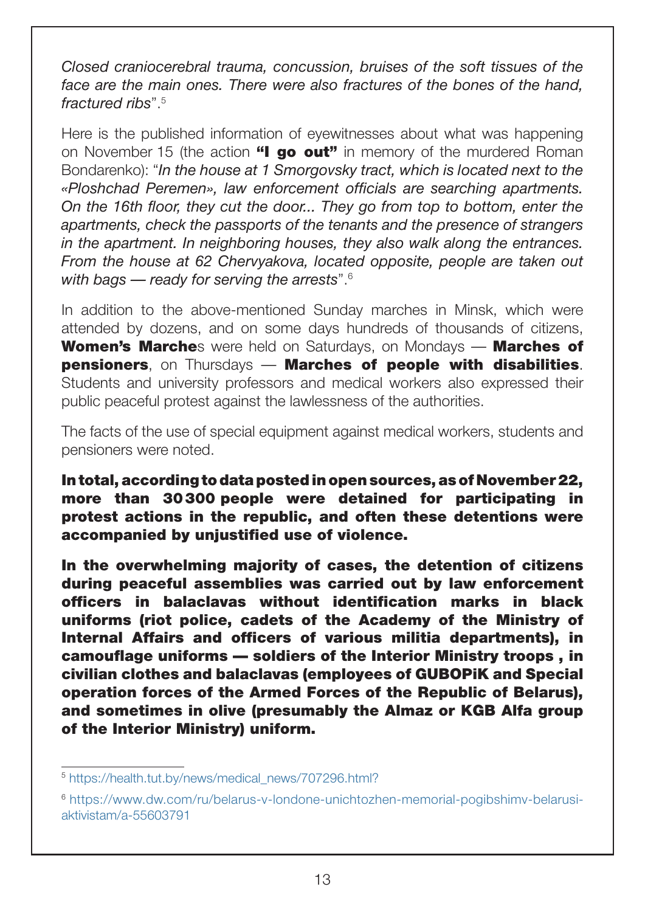*Closed craniocerebral trauma, concussion, bruises of the soft tissues of the face are the main ones. There were also fractures of the bones of the hand, fractured ribs*".[5]

Here is the published information of eyewitnesses about what was happening on November 15 (the action **"I go out"** in memory of the murdered Roman Bondarenko): "*In the house at 1 Smorgovsky tract, which is located next to the «Ploshchad Peremen», law enforcement officials are searching apartments. On the 16th floor, they cut the door... They go from top to bottom, enter the apartments, check the passports of the tenants and the presence of strangers in the apartment. In neighboring houses, they also walk along the entrances. From the house at 62 Chervyakova, located opposite, people are taken out with bags — ready for serving the arrests*".[6]

In addition to the above-mentioned Sunday marches in Minsk, which were attended by dozens, and on some days hundreds of thousands of citizens, **Women's Marche**s were held on Saturdays, on Mondays — **Marches of pensioners**, on Thursdays — **Marches of people with disabilities**. Students and university professors and medical workers also expressed their public peaceful protest against the lawlessness of the authorities.

The facts of the use of special equipment against medical workers, students and pensioners were noted.

**In total, according to data posted in open sources, as of November 22, more than 30 300 people were detained for participating in protest actions in the republic, and often these detentions were accompanied by unjustified use of violence.**

**In the overwhelming majority of cases, the detention of citizens during peaceful assemblies was carried out by law enforcement officers in balaclavas without identification marks in black uniforms (riot police, cadets of the Academy of the Ministry of Internal Affairs and officers of various militia departments), in camouflage uniforms — soldiers of the Interior Ministry troops , in civilian clothes and balaclavas (employees of GUBOPiK and Special operation forces of the Armed Forces of the Republic of Belarus), and sometimes in olive (presumably the Almaz or KGB Alfa group of the Interior Ministry) uniform.**

---

[5] https://health.tut.by/news/medical_news/707296.html?

[6] https://www.dw.com/ru/belarus-v-londone-unichtozhen-memorial-pogibshimv-belarusi-aktivistam/a-55603791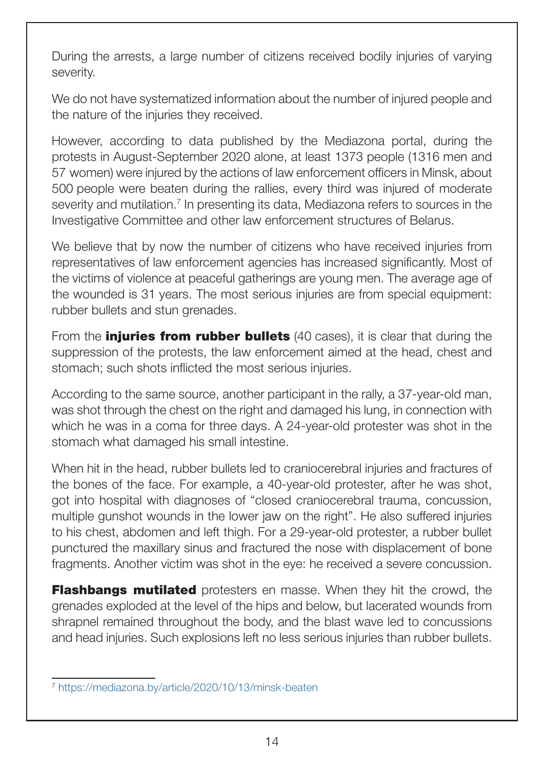During the arrests, a large number of citizens received bodily injuries of varying severity.

We do not have systematized information about the number of injured people and the nature of the injuries they received.

However, according to data published by the Mediazona portal, during the protests in August-September 2020 alone, at least 1373 people (1316 men and 57 women) were injured by the actions of law enforcement officers in Minsk, about 500 people were beaten during the rallies, every third was injured of moderate severity and mutilation.[7] In presenting its data, Mediazona refers to sources in the Investigative Committee and other law enforcement structures of Belarus.

We believe that by now the number of citizens who have received injuries from representatives of law enforcement agencies has increased significantly. Most of the victims of violence at peaceful gatherings are young men. The average age of the wounded is 31 years. The most serious injuries are from special equipment: rubber bullets and stun grenades.

From the **injuries from rubber bullets** (40 cases), it is clear that during the suppression of the protests, the law enforcement aimed at the head, chest and stomach; such shots inflicted the most serious injuries.

According to the same source, another participant in the rally, a 37-year-old man, was shot through the chest on the right and damaged his lung, in connection with which he was in a coma for three days. A 24-year-old protester was shot in the stomach what damaged his small intestine.

When hit in the head, rubber bullets led to craniocerebral injuries and fractures of the bones of the face. For example, a 40-year-old protester, after he was shot, got into hospital with diagnoses of "closed craniocerebral trauma, concussion, multiple gunshot wounds in the lower jaw on the right". He also suffered injuries to his chest, abdomen and left thigh. For a 29-year-old protester, a rubber bullet punctured the maxillary sinus and fractured the nose with displacement of bone fragments. Another victim was shot in the eye: he received a severe concussion.

**Flashbangs mutilated** protesters en masse. When they hit the crowd, the grenades exploded at the level of the hips and below, but lacerated wounds from shrapnel remained throughout the body, and the blast wave led to concussions and head injuries. Such explosions left no less serious injuries than rubber bullets.

---

[7] https://mediazona.by/article/2020/10/13/minsk-beaten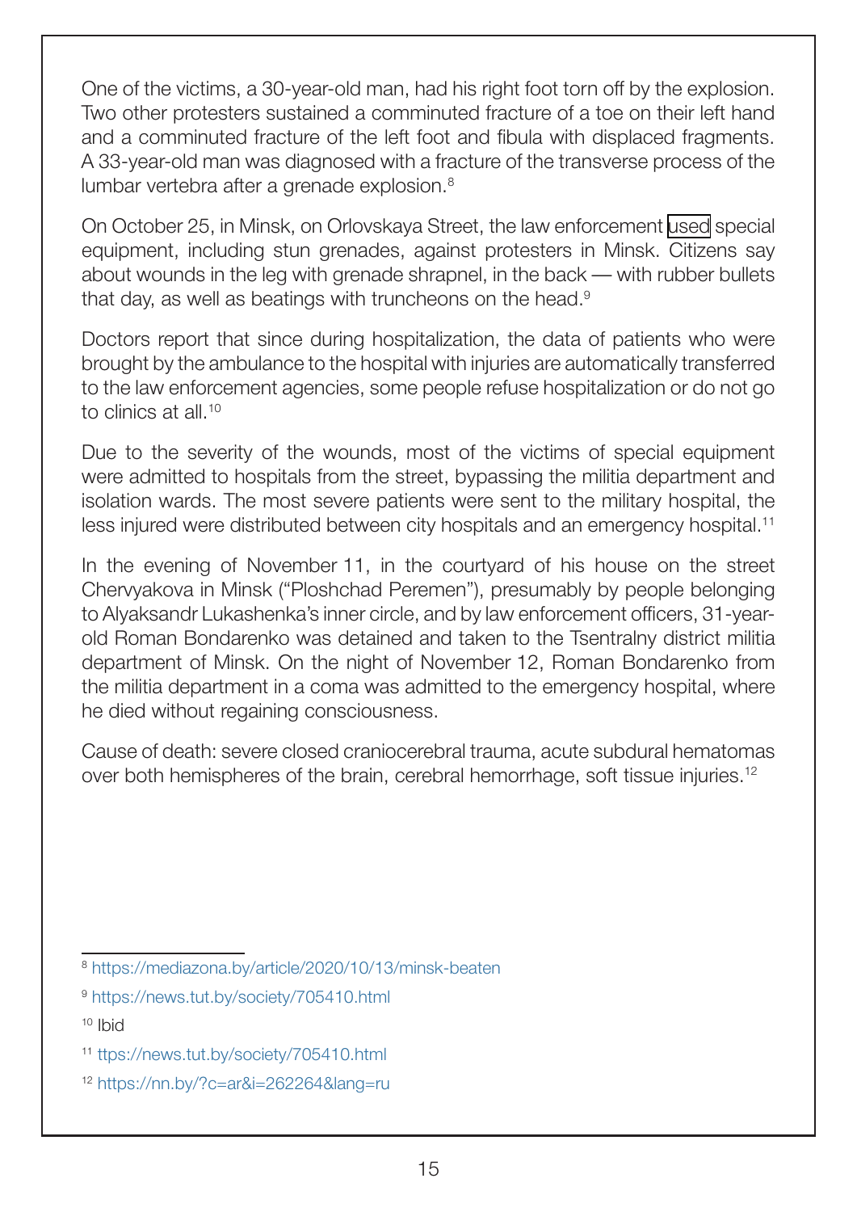One of the victims, a 30-year-old man, had his right foot torn off by the explosion. Two other protesters sustained a comminuted fracture of a toe on their left hand and a comminuted fracture of the left foot and fibula with displaced fragments. A 33-year-old man was diagnosed with a fracture of the transverse process of the lumbar vertebra after a grenade explosion.[8]

On October 25, in Minsk, on Orlovskaya Street, the law enforcement used special equipment, including stun grenades, against protesters in Minsk. Citizens say about wounds in the leg with grenade shrapnel, in the back — with rubber bullets that day, as well as beatings with truncheons on the head.[9]

Doctors report that since during hospitalization, the data of patients who were brought by the ambulance to the hospital with injuries are automatically transferred to the law enforcement agencies, some people refuse hospitalization or do not go to clinics at all.[10]

Due to the severity of the wounds, most of the victims of special equipment were admitted to hospitals from the street, bypassing the militia department and isolation wards. The most severe patients were sent to the military hospital, the less injured were distributed between city hospitals and an emergency hospital.[11]

In the evening of November 11, in the courtyard of his house on the street Chervyakova in Minsk ("Ploshchad Peremen"), presumably by people belonging to Alyaksandr Lukashenka's inner circle, and by law enforcement officers, 31-year-old Roman Bondarenko was detained and taken to the Tsentralny district militia department of Minsk. On the night of November 12, Roman Bondarenko from the militia department in a coma was admitted to the emergency hospital, where he died without regaining consciousness.

Cause of death: severe closed craniocerebral trauma, acute subdural hematomas over both hemispheres of the brain, cerebral hemorrhage, soft tissue injuries.[12]

---

[8] https://mediazona.by/article/2020/10/13/minsk-beaten

[9] https://news.tut.by/society/705410.html

[10] Ibid

[11] ttps://news.tut.by/society/705410.html

[12] https://nn.by/?c=ar&i=262264&lang=ru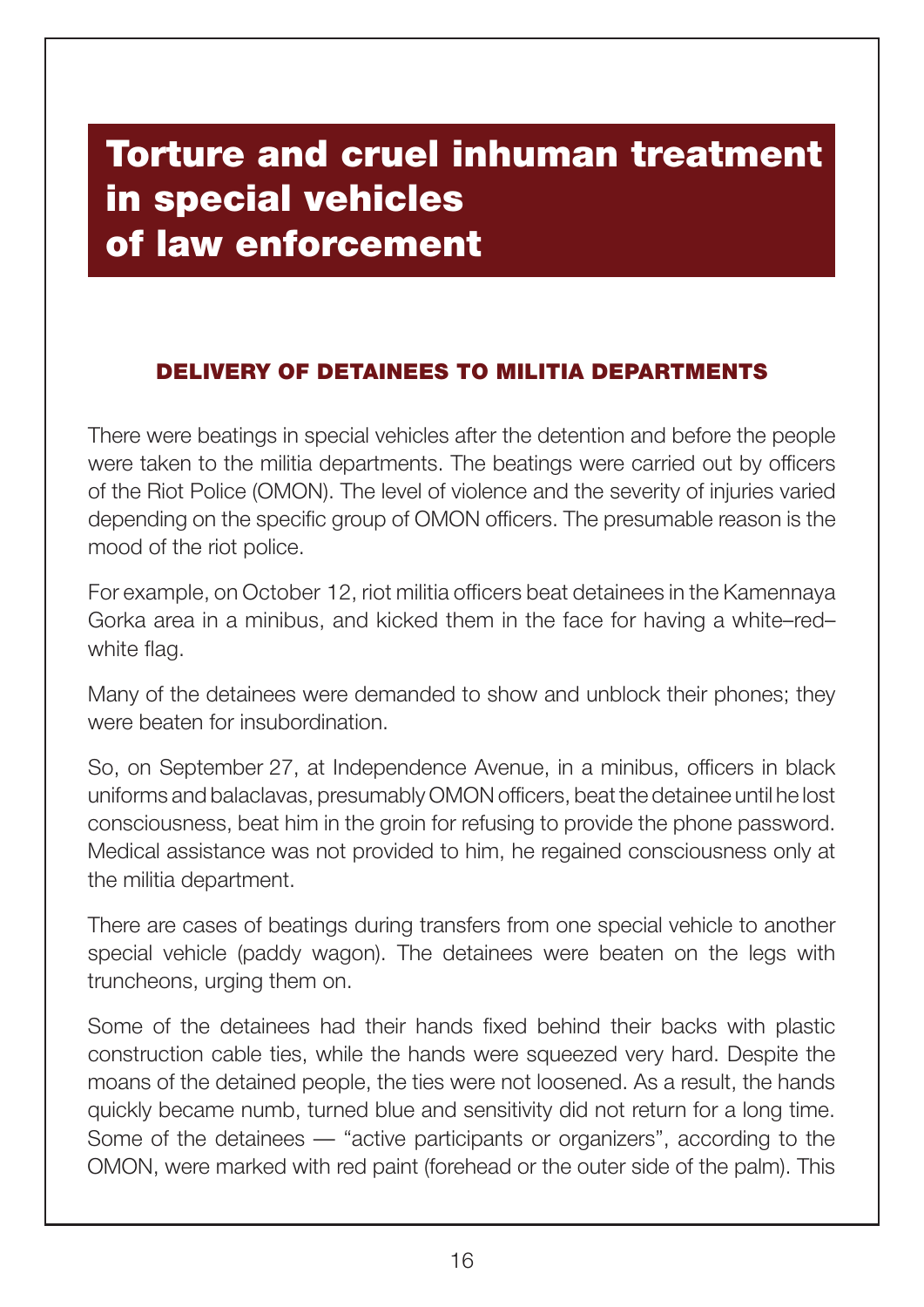# Torture and cruel inhuman treatment in special vehicles of law enforcement

## DELIVERY OF DETAINEES TO MILITIA DEPARTMENTS

There were beatings in special vehicles after the detention and before the people were taken to the militia departments. The beatings were carried out by officers of the Riot Police (OMON). The level of violence and the severity of injuries varied depending on the specific group of OMON officers. The presumable reason is the mood of the riot police.

For example, on October 12, riot militia officers beat detainees in the Kamennaya Gorka area in a minibus, and kicked them in the face for having a white–red–white flag.

Many of the detainees were demanded to show and unblock their phones; they were beaten for insubordination.

So, on September 27, at Independence Avenue, in a minibus, officers in black uniforms and balaclavas, presumably OMON officers, beat the detainee until he lost consciousness, beat him in the groin for refusing to provide the phone password. Medical assistance was not provided to him, he regained consciousness only at the militia department.

There are cases of beatings during transfers from one special vehicle to another special vehicle (paddy wagon). The detainees were beaten on the legs with truncheons, urging them on.

Some of the detainees had their hands fixed behind their backs with plastic construction cable ties, while the hands were squeezed very hard. Despite the moans of the detained people, the ties were not loosened. As a result, the hands quickly became numb, turned blue and sensitivity did not return for a long time. Some of the detainees — "active participants or organizers", according to the OMON, were marked with red paint (forehead or the outer side of the palm). This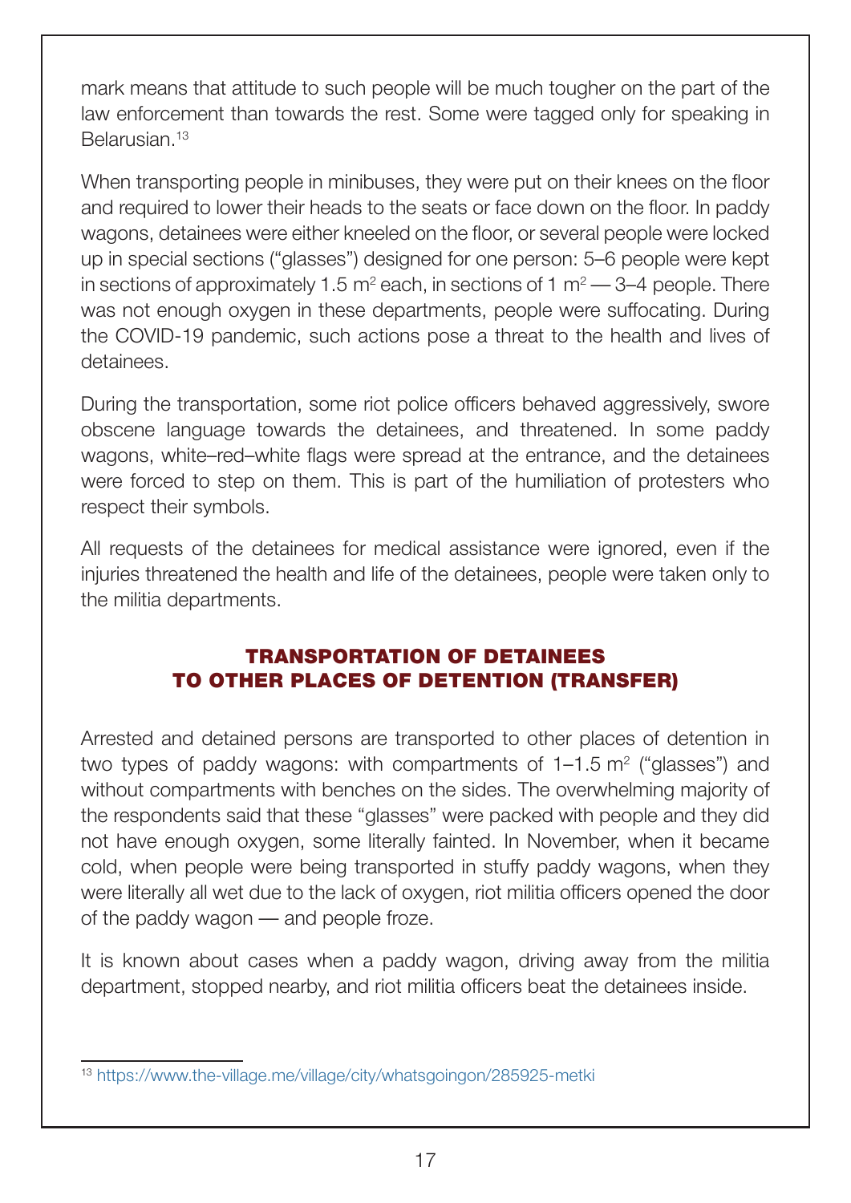mark means that attitude to such people will be much tougher on the part of the law enforcement than towards the rest. Some were tagged only for speaking in Belarusian.[13]

When transporting people in minibuses, they were put on their knees on the floor and required to lower their heads to the seats or face down on the floor. In paddy wagons, detainees were either kneeled on the floor, or several people were locked up in special sections ("glasses") designed for one person: 5–6 people were kept in sections of approximately 1.5 $m^2$ each, in sections of 1 $m^2$ — 3–4 people. There was not enough oxygen in these departments, people were suffocating. During the COVID-19 pandemic, such actions pose a threat to the health and lives of detainees.

During the transportation, some riot police officers behaved aggressively, swore obscene language towards the detainees, and threatened. In some paddy wagons, white–red–white flags were spread at the entrance, and the detainees were forced to step on them. This is part of the humiliation of protesters who respect their symbols.

All requests of the detainees for medical assistance were ignored, even if the injuries threatened the health and life of the detainees, people were taken only to the militia departments.

## TRANSPORTATION OF DETAINEES TO OTHER PLACES OF DETENTION (TRANSFER)

Arrested and detained persons are transported to other places of detention in two types of paddy wagons: with compartments of 1–1.5 $m^2$ ("glasses") and without compartments with benches on the sides. The overwhelming majority of the respondents said that these "glasses" were packed with people and they did not have enough oxygen, some literally fainted. In November, when it became cold, when people were being transported in stuffy paddy wagons, when they were literally all wet due to the lack of oxygen, riot militia officers opened the door of the paddy wagon — and people froze.

It is known about cases when a paddy wagon, driving away from the militia department, stopped nearby, and riot militia officers beat the detainees inside.

[13] https://www.the-village.me/village/city/whatsgoingon/285925-metki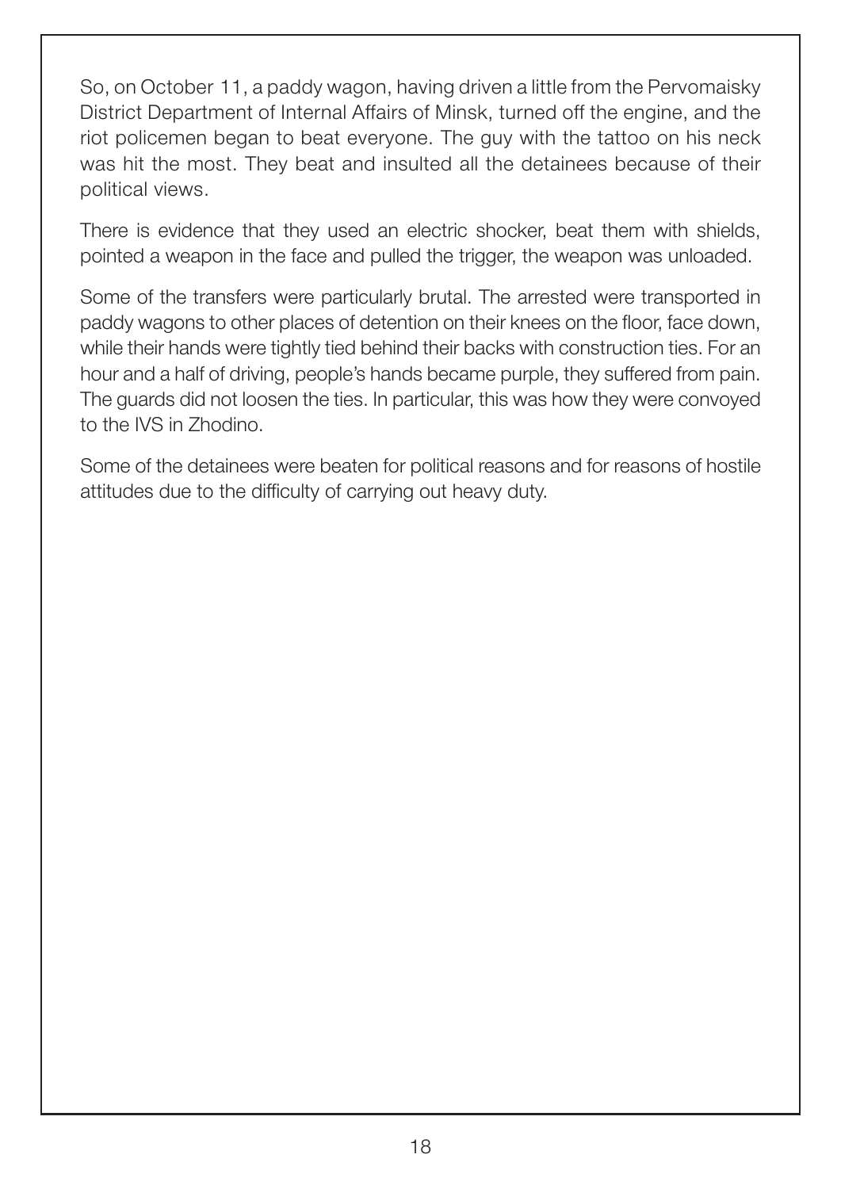So, on October 11, a paddy wagon, having driven a little from the Pervomaisky District Department of Internal Affairs of Minsk, turned off the engine, and the riot policemen began to beat everyone. The guy with the tattoo on his neck was hit the most. They beat and insulted all the detainees because of their political views.

There is evidence that they used an electric shocker, beat them with shields, pointed a weapon in the face and pulled the trigger, the weapon was unloaded.

Some of the transfers were particularly brutal. The arrested were transported in paddy wagons to other places of detention on their knees on the floor, face down, while their hands were tightly tied behind their backs with construction ties. For an hour and a half of driving, people's hands became purple, they suffered from pain. The guards did not loosen the ties. In particular, this was how they were convoyed to the IVS in Zhodino.

Some of the detainees were beaten for political reasons and for reasons of hostile attitudes due to the difficulty of carrying out heavy duty.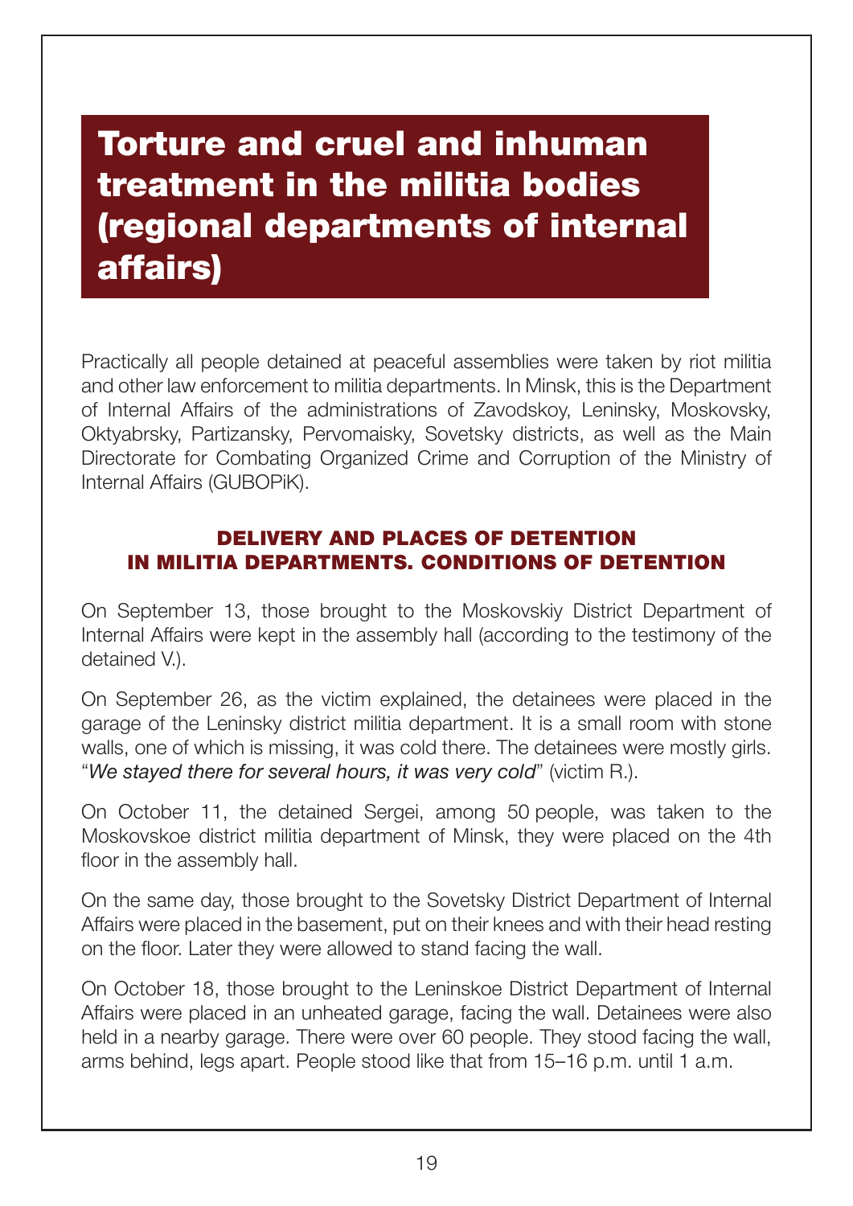# Torture and cruel and inhuman treatment in the militia bodies (regional departments of internal affairs)

Practically all people detained at peaceful assemblies were taken by riot militia and other law enforcement to militia departments. In Minsk, this is the Department of Internal Affairs of the administrations of Zavodskoy, Leninsky, Moskovsky, Oktyabrsky, Partizansky, Pervomaisky, Sovetsky districts, as well as the Main Directorate for Combating Organized Crime and Corruption of the Ministry of Internal Affairs (GUBOPiK).

## DELIVERY AND PLACES OF DETENTION IN MILITIA DEPARTMENTS. CONDITIONS OF DETENTION

On September 13, those brought to the Moskovskiy District Department of Internal Affairs were kept in the assembly hall (according to the testimony of the detained V.).

On September 26, as the victim explained, the detainees were placed in the garage of the Leninsky district militia department. It is a small room with stone walls, one of which is missing, it was cold there. The detainees were mostly girls. "*We stayed there for several hours, it was very cold*" (victim R.).

On October 11, the detained Sergei, among 50 people, was taken to the Moskovskoe district militia department of Minsk, they were placed on the 4th floor in the assembly hall.

On the same day, those brought to the Sovetsky District Department of Internal Affairs were placed in the basement, put on their knees and with their head resting on the floor. Later they were allowed to stand facing the wall.

On October 18, those brought to the Leninskoe District Department of Internal Affairs were placed in an unheated garage, facing the wall. Detainees were also held in a nearby garage. There were over 60 people. They stood facing the wall, arms behind, legs apart. People stood like that from 15–16 p.m. until 1 a.m.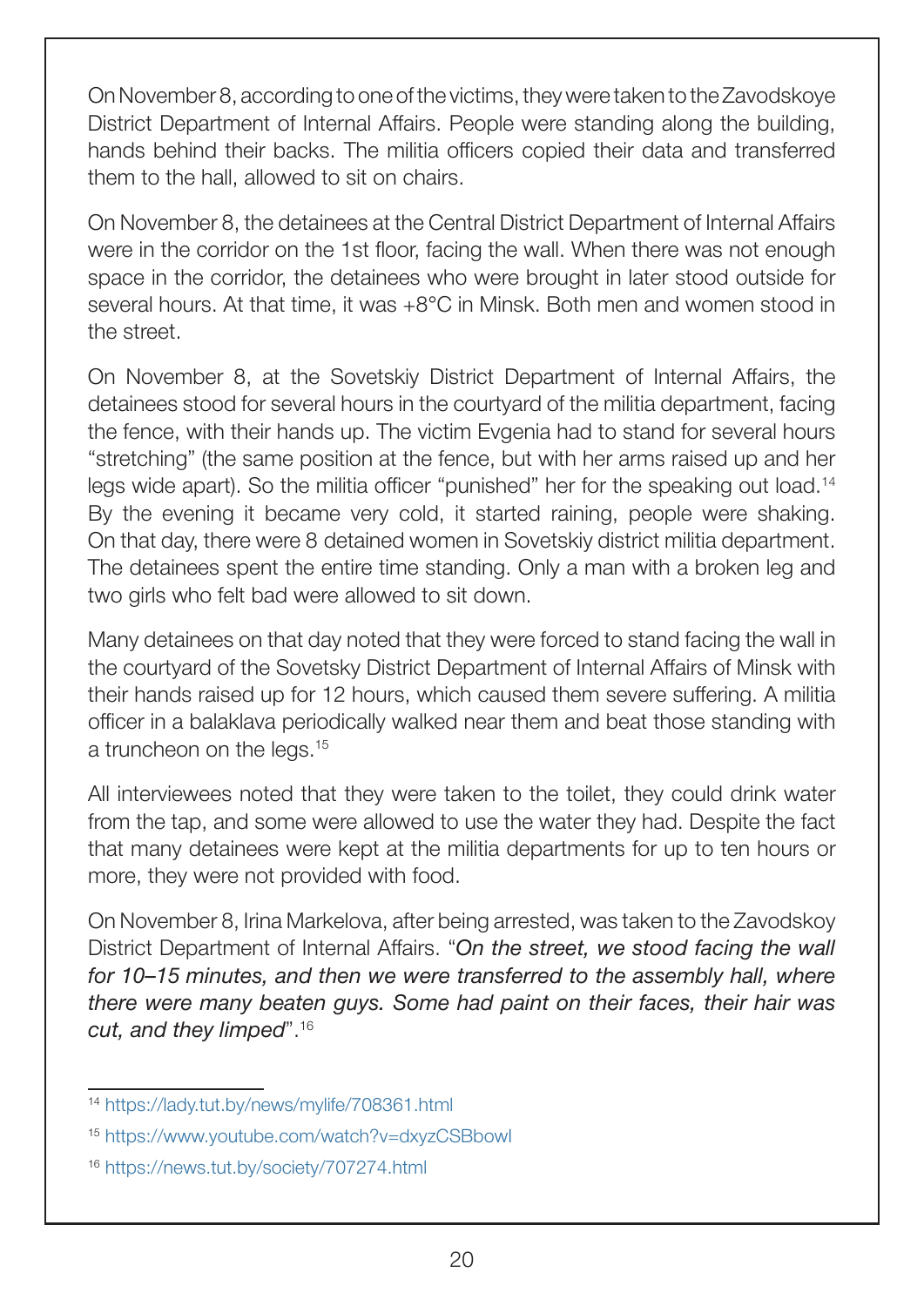On November 8, according to one of the victims, they were taken to the Zavodskoye District Department of Internal Affairs. People were standing along the building, hands behind their backs. The militia officers copied their data and transferred them to the hall, allowed to sit on chairs.

On November 8, the detainees at the Central District Department of Internal Affairs were in the corridor on the 1st floor, facing the wall. When there was not enough space in the corridor, the detainees who were brought in later stood outside for several hours. At that time, it was +8°C in Minsk. Both men and women stood in the street.

On November 8, at the Sovetskiy District Department of Internal Affairs, the detainees stood for several hours in the courtyard of the militia department, facing the fence, with their hands up. The victim Evgenia had to stand for several hours "stretching" (the same position at the fence, but with her arms raised up and her legs wide apart). So the militia officer "punished" her for the speaking out load.[14] By the evening it became very cold, it started raining, people were shaking. On that day, there were 8 detained women in Sovetskiy district militia department. The detainees spent the entire time standing. Only a man with a broken leg and two girls who felt bad were allowed to sit down.

Many detainees on that day noted that they were forced to stand facing the wall in the courtyard of the Sovetsky District Department of Internal Affairs of Minsk with their hands raised up for 12 hours, which caused them severe suffering. A militia officer in a balaklava periodically walked near them and beat those standing with a truncheon on the legs.[15]

All interviewees noted that they were taken to the toilet, they could drink water from the tap, and some were allowed to use the water they had. Despite the fact that many detainees were kept at the militia departments for up to ten hours or more, they were not provided with food.

On November 8, Irina Markelova, after being arrested, was taken to the Zavodskoy District Department of Internal Affairs. "*On the street, we stood facing the wall for 10–15 minutes, and then we were transferred to the assembly hall, where there were many beaten guys. Some had paint on their faces, their hair was cut, and they limped*".[16]

---

[14] https://lady.tut.by/news/mylife/708361.html

[15] https://www.youtube.com/watch?v=dxyzCSBbowI

[16] https://news.tut.by/society/707274.html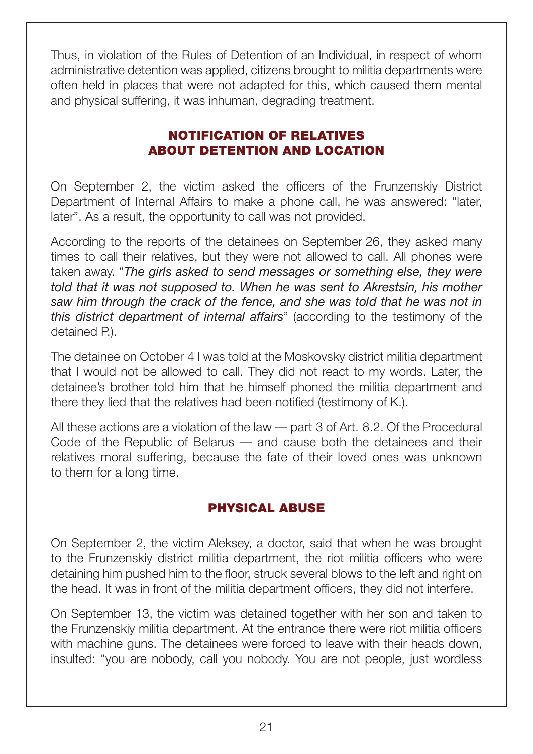Thus, in violation of the Rules of Detention of an Individual, in respect of whom administrative detention was applied, citizens brought to militia departments were often held in places that were not adapted for this, which caused them mental and physical suffering, it was inhuman, degrading treatment.

## NOTIFICATION OF RELATIVES ABOUT DETENTION AND LOCATION

On September 2, the victim asked the officers of the Frunzenskiy District Department of Internal Affairs to make a phone call, he was answered: "later, later". As a result, the opportunity to call was not provided.

According to the reports of the detainees on September 26, they asked many times to call their relatives, but they were not allowed to call. All phones were taken away. "*The girls asked to send messages or something else, they were told that it was not supposed to. When he was sent to Akrestsin, his mother saw him through the crack of the fence, and she was told that he was not in this district department of internal affairs*" (according to the testimony of the detained P.).

The detainee on October 4 I was told at the Moskovsky district militia department that I would not be allowed to call. They did not react to my words. Later, the detainee's brother told him that he himself phoned the militia department and there they lied that the relatives had been notified (testimony of K.).

All these actions are a violation of the law — part 3 of Art. 8.2. Of the Procedural Code of the Republic of Belarus — and cause both the detainees and their relatives moral suffering, because the fate of their loved ones was unknown to them for a long time.

## PHYSICAL ABUSE

On September 2, the victim Aleksey, a doctor, said that when he was brought to the Frunzenskiy district militia department, the riot militia officers who were detaining him pushed him to the floor, struck several blows to the left and right on the head. It was in front of the militia department officers, they did not interfere.

On September 13, the victim was detained together with her son and taken to the Frunzenskiy militia department. At the entrance there were riot militia officers with machine guns. The detainees were forced to leave with their heads down, insulted: "you are nobody, call you nobody. You are not people, just wordless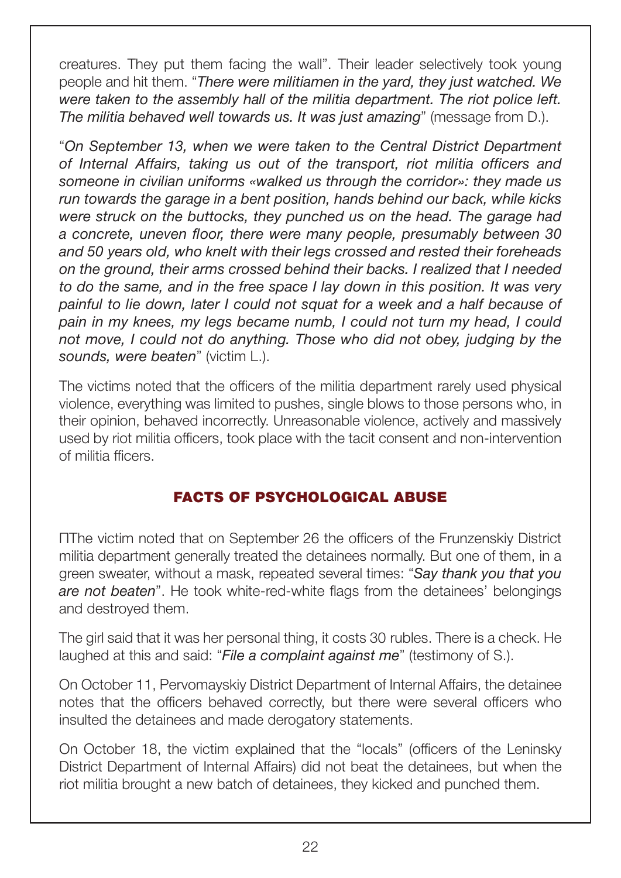creatures. They put them facing the wall". Their leader selectively took young people and hit them. "*There were militiamen in the yard, they just watched. We were taken to the assembly hall of the militia department. The riot police left. The militia behaved well towards us. It was just amazing*" (message from D.).

"*On September 13, when we were taken to the Central District Department of Internal Affairs, taking us out of the transport, riot militia officers and someone in civilian uniforms «walked us through the corridor»: they made us run towards the garage in a bent position, hands behind our back, while kicks were struck on the buttocks, they punched us on the head. The garage had a concrete, uneven floor, there were many people, presumably between 30 and 50 years old, who knelt with their legs crossed and rested their foreheads on the ground, their arms crossed behind their backs. I realized that I needed to do the same, and in the free space I lay down in this position. It was very painful to lie down, later I could not squat for a week and a half because of pain in my knees, my legs became numb, I could not turn my head, I could not move, I could not do anything. Those who did not obey, judging by the sounds, were beaten*" (victim L.).

The victims noted that the officers of the militia department rarely used physical violence, everything was limited to pushes, single blows to those persons who, in their opinion, behaved incorrectly. Unreasonable violence, actively and massively used by riot militia officers, took place with the tacit consent and non-intervention of militia fficers.

## FACTS OF PSYCHOLOGICAL ABUSE

ПThe victim noted that on September 26 the officers of the Frunzenskiy District militia department generally treated the detainees normally. But one of them, in a green sweater, without a mask, repeated several times: "*Say thank you that you are not beaten*". He took white-red-white flags from the detainees' belongings and destroyed them.

The girl said that it was her personal thing, it costs 30 rubles. There is a check. He laughed at this and said: "*File a complaint against me*" (testimony of S.).

On October 11, Pervomayskiy District Department of Internal Affairs, the detainee notes that the officers behaved correctly, but there were several officers who insulted the detainees and made derogatory statements.

On October 18, the victim explained that the "locals" (officers of the Leninsky District Department of Internal Affairs) did not beat the detainees, but when the riot militia brought a new batch of detainees, they kicked and punched them.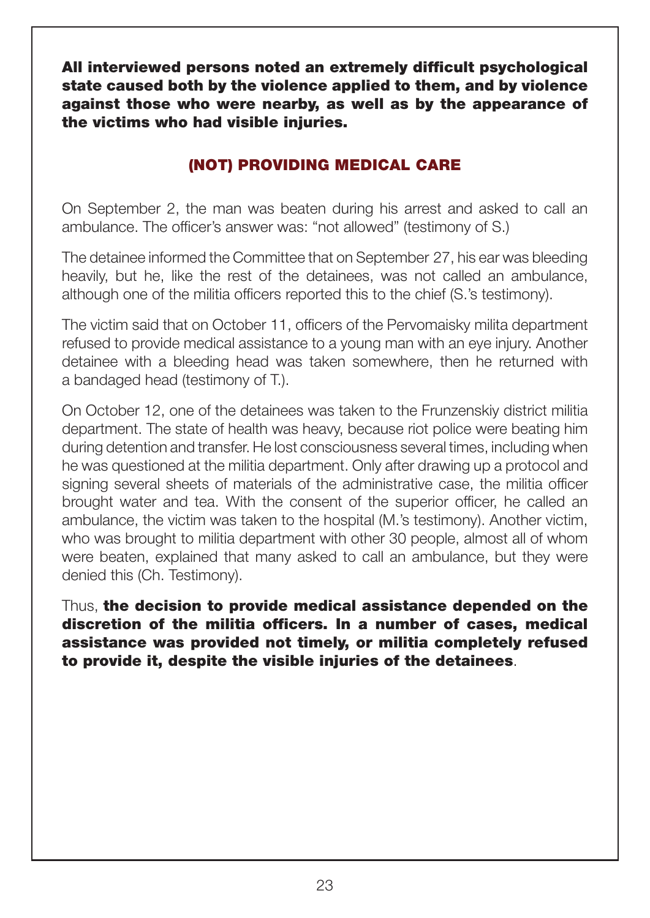**All interviewed persons noted an extremely difficult psychological state caused both by the violence applied to them, and by violence against those who were nearby, as well as by the appearance of the victims who had visible injuries.**

## (NOT) PROVIDING MEDICAL CARE

On September 2, the man was beaten during his arrest and asked to call an ambulance. The officer's answer was: "not allowed" (testimony of S.)

The detainee informed the Committee that on September 27, his ear was bleeding heavily, but he, like the rest of the detainees, was not called an ambulance, although one of the militia officers reported this to the chief (S.'s testimony).

The victim said that on October 11, officers of the Pervomaisky milita department refused to provide medical assistance to a young man with an eye injury. Another detainee with a bleeding head was taken somewhere, then he returned with a bandaged head (testimony of T.).

On October 12, one of the detainees was taken to the Frunzenskiy district militia department. The state of health was heavy, because riot police were beating him during detention and transfer. He lost consciousness several times, including when he was questioned at the militia department. Only after drawing up a protocol and signing several sheets of materials of the administrative case, the militia officer brought water and tea. With the consent of the superior officer, he called an ambulance, the victim was taken to the hospital (M.'s testimony). Another victim, who was brought to militia department with other 30 people, almost all of whom were beaten, explained that many asked to call an ambulance, but they were denied this (Ch. Testimony).

Thus, **the decision to provide medical assistance depended on the discretion of the militia officers. In a number of cases, medical assistance was provided not timely, or militia completely refused to provide it, despite the visible injuries of the detainees**.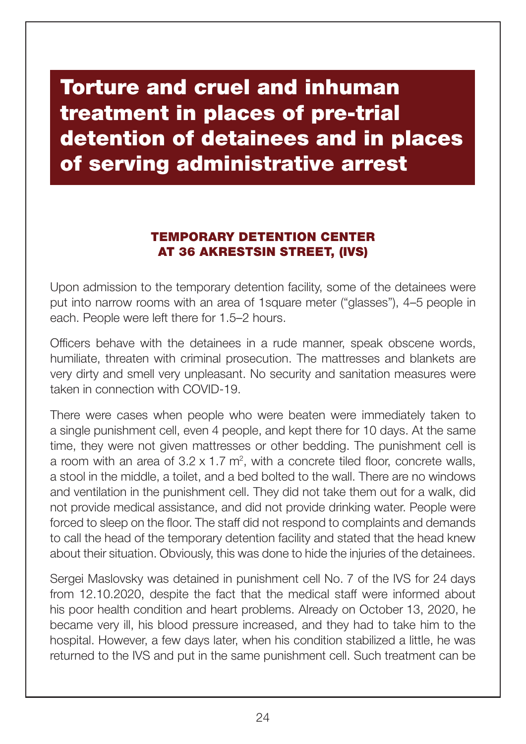# Torture and cruel and inhuman treatment in places of pre-trial detention of detainees and in places of serving administrative arrest

### TEMPORARY DETENTION CENTER AT 36 AKRESTSIN STREET, (IVS)

Upon admission to the temporary detention facility, some of the detainees were put into narrow rooms with an area of 1square meter ("glasses"), 4–5 people in each. People were left there for 1.5–2 hours.

Officers behave with the detainees in a rude manner, speak obscene words, humiliate, threaten with criminal prosecution. The mattresses and blankets are very dirty and smell very unpleasant. No security and sanitation measures were taken in connection with COVID-19.

There were cases when people who were beaten were immediately taken to a single punishment cell, even 4 people, and kept there for 10 days. At the same time, they were not given mattresses or other bedding. The punishment cell is a room with an area of 3.2 x 1.7 $m^2$, with a concrete tiled floor, concrete walls, a stool in the middle, a toilet, and a bed bolted to the wall. There are no windows and ventilation in the punishment cell. They did not take them out for a walk, did not provide medical assistance, and did not provide drinking water. People were forced to sleep on the floor. The staff did not respond to complaints and demands to call the head of the temporary detention facility and stated that the head knew about their situation. Obviously, this was done to hide the injuries of the detainees.

Sergei Maslovsky was detained in punishment cell No. 7 of the IVS for 24 days from 12.10.2020, despite the fact that the medical staff were informed about his poor health condition and heart problems. Already on October 13, 2020, he became very ill, his blood pressure increased, and they had to take him to the hospital. However, a few days later, when his condition stabilized a little, he was returned to the IVS and put in the same punishment cell. Such treatment can be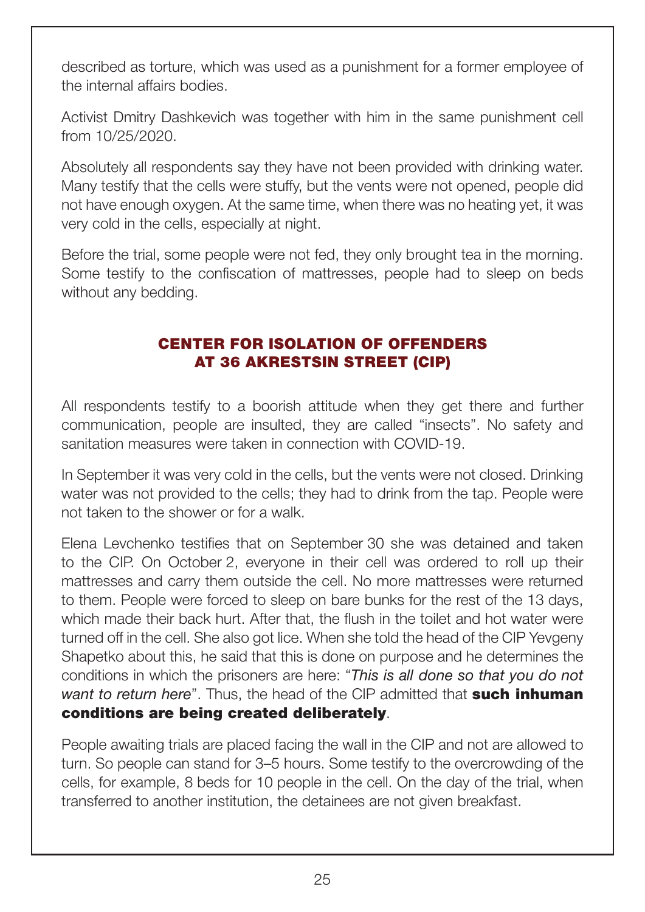described as torture, which was used as a punishment for a former employee of the internal affairs bodies.

Activist Dmitry Dashkevich was together with him in the same punishment cell from 10/25/2020.

Absolutely all respondents say they have not been provided with drinking water. Many testify that the cells were stuffy, but the vents were not opened, people did not have enough oxygen. At the same time, when there was no heating yet, it was very cold in the cells, especially at night.

Before the trial, some people were not fed, they only brought tea in the morning. Some testify to the confiscation of mattresses, people had to sleep on beds without any bedding.

## CENTER FOR ISOLATION OF OFFENDERS AT 36 AKRESTSIN STREET (CIP)

All respondents testify to a boorish attitude when they get there and further communication, people are insulted, they are called "insects". No safety and sanitation measures were taken in connection with COVID-19.

In September it was very cold in the cells, but the vents were not closed. Drinking water was not provided to the cells; they had to drink from the tap. People were not taken to the shower or for a walk.

Elena Levchenko testifies that on September 30 she was detained and taken to the CIP. On October 2, everyone in their cell was ordered to roll up their mattresses and carry them outside the cell. No more mattresses were returned to them. People were forced to sleep on bare bunks for the rest of the 13 days, which made their back hurt. After that, the flush in the toilet and hot water were turned off in the cell. She also got lice. When she told the head of the CIP Yevgeny Shapetko about this, he said that this is done on purpose and he determines the conditions in which the prisoners are here: "*This is all done so that you do not want to return here*". Thus, the head of the CIP admitted that **such inhuman conditions are being created deliberately**.

People awaiting trials are placed facing the wall in the CIP and not are allowed to turn. So people can stand for 3–5 hours. Some testify to the overcrowding of the cells, for example, 8 beds for 10 people in the cell. On the day of the trial, when transferred to another institution, the detainees are not given breakfast.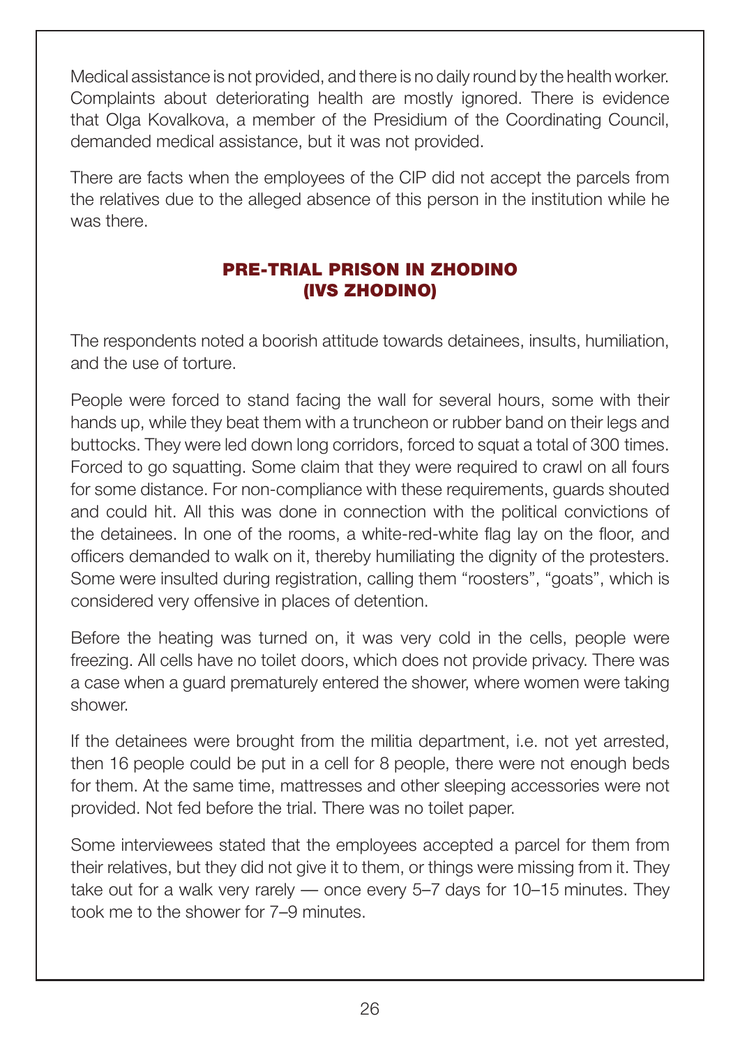Medical assistance is not provided, and there is no daily round by the health worker. Complaints about deteriorating health are mostly ignored. There is evidence that Olga Kovalkova, a member of the Presidium of the Coordinating Council, demanded medical assistance, but it was not provided.

There are facts when the employees of the CIP did not accept the parcels from the relatives due to the alleged absence of this person in the institution while he was there.

## PRE-TRIAL PRISON IN ZHODINO (IVS ZHODINO)

The respondents noted a boorish attitude towards detainees, insults, humiliation, and the use of torture.

People were forced to stand facing the wall for several hours, some with their hands up, while they beat them with a truncheon or rubber band on their legs and buttocks. They were led down long corridors, forced to squat a total of 300 times. Forced to go squatting. Some claim that they were required to crawl on all fours for some distance. For non-compliance with these requirements, guards shouted and could hit. All this was done in connection with the political convictions of the detainees. In one of the rooms, a white-red-white flag lay on the floor, and officers demanded to walk on it, thereby humiliating the dignity of the protesters. Some were insulted during registration, calling them "roosters", "goats", which is considered very offensive in places of detention.

Before the heating was turned on, it was very cold in the cells, people were freezing. All cells have no toilet doors, which does not provide privacy. There was a case when a guard prematurely entered the shower, where women were taking shower.

If the detainees were brought from the militia department, i.e. not yet arrested, then 16 people could be put in a cell for 8 people, there were not enough beds for them. At the same time, mattresses and other sleeping accessories were not provided. Not fed before the trial. There was no toilet paper.

Some interviewees stated that the employees accepted a parcel for them from their relatives, but they did not give it to them, or things were missing from it. They take out for a walk very rarely — once every 5–7 days for 10–15 minutes. They took me to the shower for 7–9 minutes.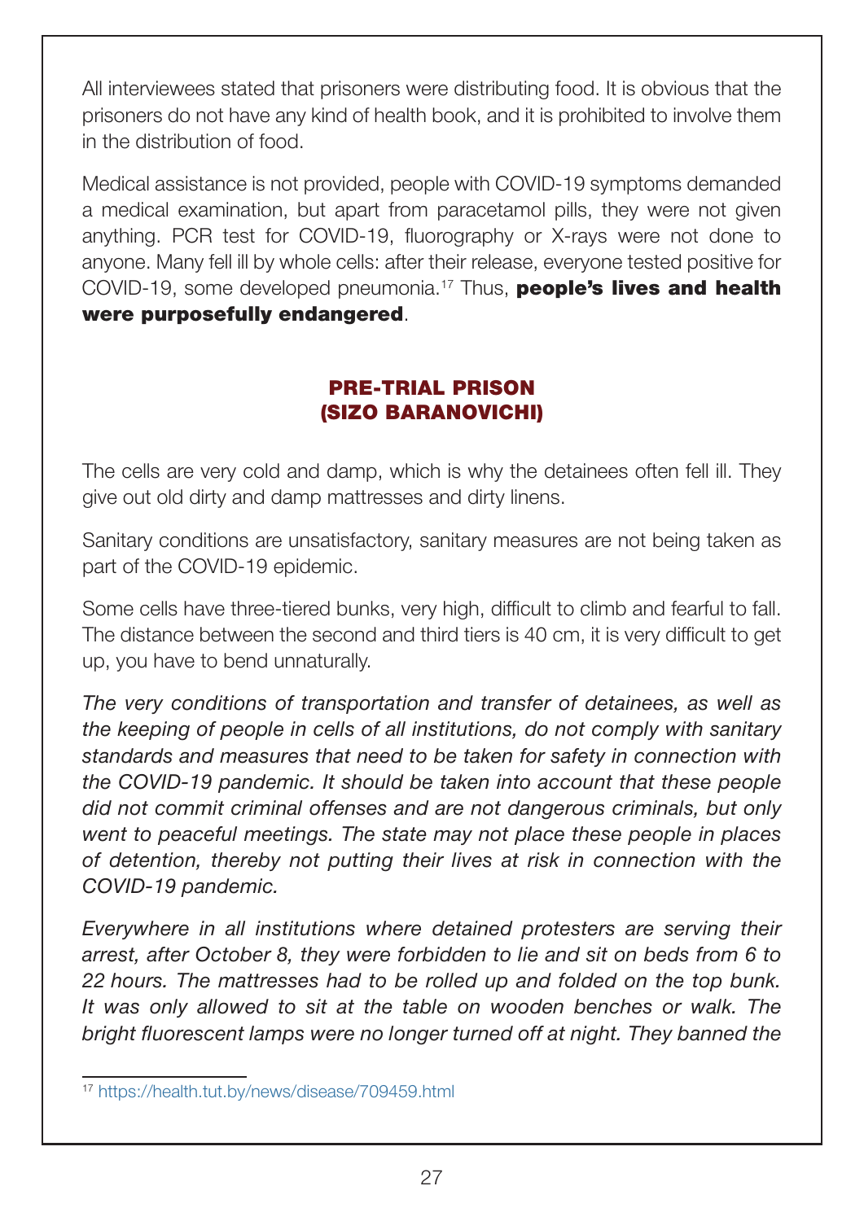All interviewees stated that prisoners were distributing food. It is obvious that the prisoners do not have any kind of health book, and it is prohibited to involve them in the distribution of food.

Medical assistance is not provided, people with COVID-19 symptoms demanded a medical examination, but apart from paracetamol pills, they were not given anything. PCR test for COVID-19, fluorography or X-rays were not done to anyone. Many fell ill by whole cells: after their release, everyone tested positive for COVID-19, some developed pneumonia.[17] Thus, **people's lives and health were purposefully endangered**.

## PRE-TRIAL PRISON (SIZO BARANOVICHI)

The cells are very cold and damp, which is why the detainees often fell ill. They give out old dirty and damp mattresses and dirty linens.

Sanitary conditions are unsatisfactory, sanitary measures are not being taken as part of the COVID-19 epidemic.

Some cells have three-tiered bunks, very high, difficult to climb and fearful to fall. The distance between the second and third tiers is 40 cm, it is very difficult to get up, you have to bend unnaturally.

*The very conditions of transportation and transfer of detainees, as well as the keeping of people in cells of all institutions, do not comply with sanitary standards and measures that need to be taken for safety in connection with the COVID-19 pandemic. It should be taken into account that these people did not commit criminal offenses and are not dangerous criminals, but only went to peaceful meetings. The state may not place these people in places of detention, thereby not putting their lives at risk in connection with the COVID-19 pandemic.*

*Everywhere in all institutions where detained protesters are serving their arrest, after October 8, they were forbidden to lie and sit on beds from 6 to 22 hours. The mattresses had to be rolled up and folded on the top bunk. It was only allowed to sit at the table on wooden benches or walk. The bright fluorescent lamps were no longer turned off at night. They banned the*

[17] https://health.tut.by/news/disease/709459.html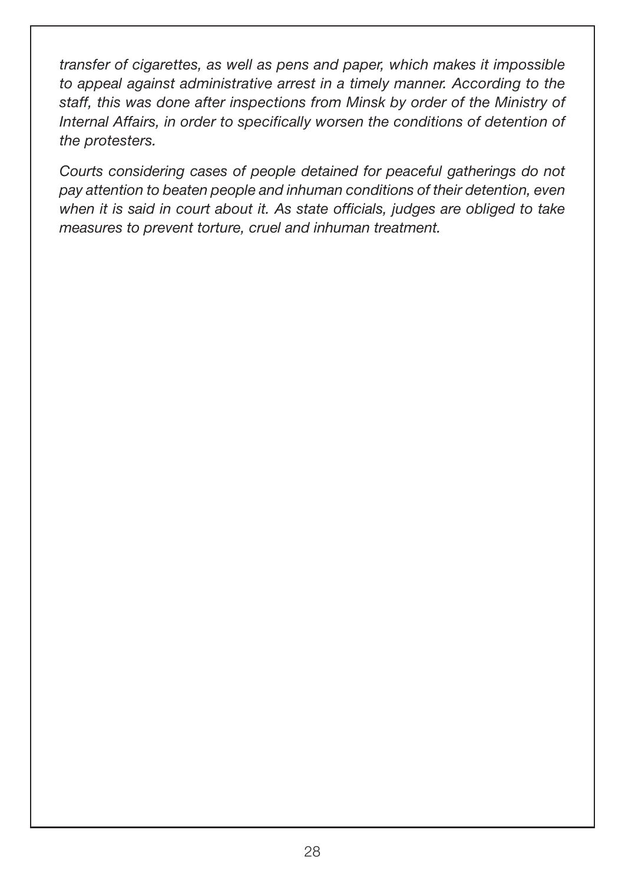*transfer of cigarettes, as well as pens and paper, which makes it impossible to appeal against administrative arrest in a timely manner. According to the staff, this was done after inspections from Minsk by order of the Ministry of Internal Affairs, in order to specifically worsen the conditions of detention of the protesters.*

*Courts considering cases of people detained for peaceful gatherings do not pay attention to beaten people and inhuman conditions of their detention, even when it is said in court about it. As state officials, judges are obliged to take measures to prevent torture, cruel and inhuman treatment.*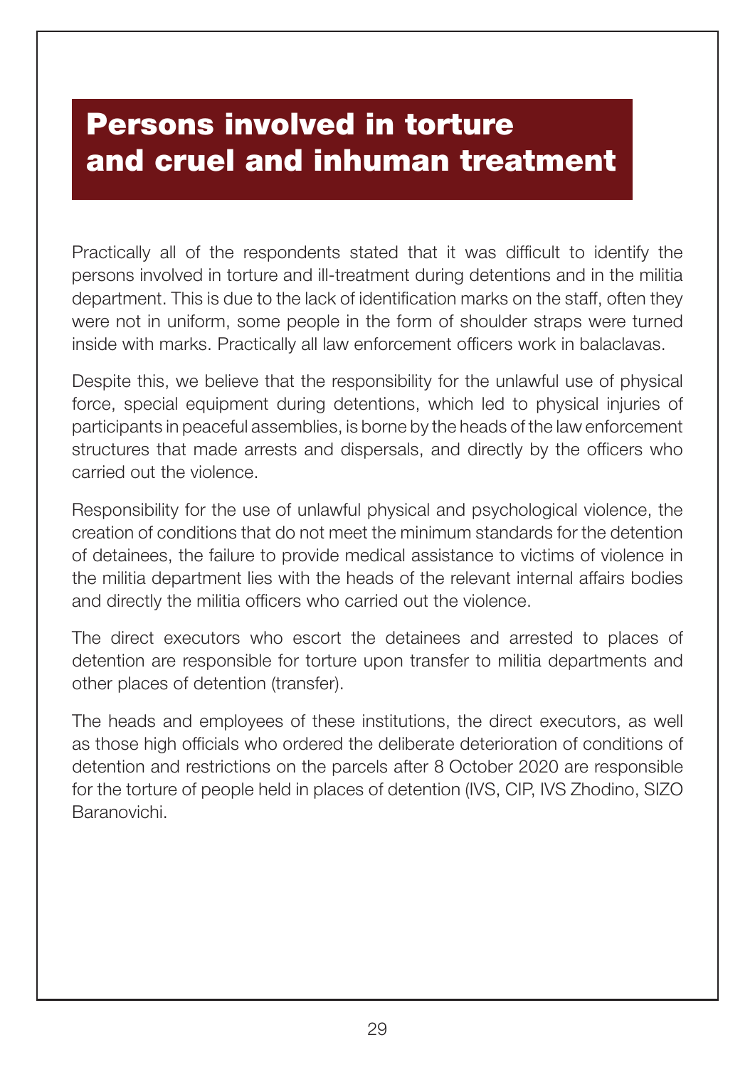# Persons involved in torture and cruel and inhuman treatment

Practically all of the respondents stated that it was difficult to identify the persons involved in torture and ill-treatment during detentions and in the militia department. This is due to the lack of identification marks on the staff, often they were not in uniform, some people in the form of shoulder straps were turned inside with marks. Practically all law enforcement officers work in balaclavas.

Despite this, we believe that the responsibility for the unlawful use of physical force, special equipment during detentions, which led to physical injuries of participants in peaceful assemblies, is borne by the heads of the law enforcement structures that made arrests and dispersals, and directly by the officers who carried out the violence.

Responsibility for the use of unlawful physical and psychological violence, the creation of conditions that do not meet the minimum standards for the detention of detainees, the failure to provide medical assistance to victims of violence in the militia department lies with the heads of the relevant internal affairs bodies and directly the militia officers who carried out the violence.

The direct executors who escort the detainees and arrested to places of detention are responsible for torture upon transfer to militia departments and other places of detention (transfer).

The heads and employees of these institutions, the direct executors, as well as those high officials who ordered the deliberate deterioration of conditions of detention and restrictions on the parcels after 8 October 2020 are responsible for the torture of people held in places of detention (IVS, CIP, IVS Zhodino, SIZO Baranovichi.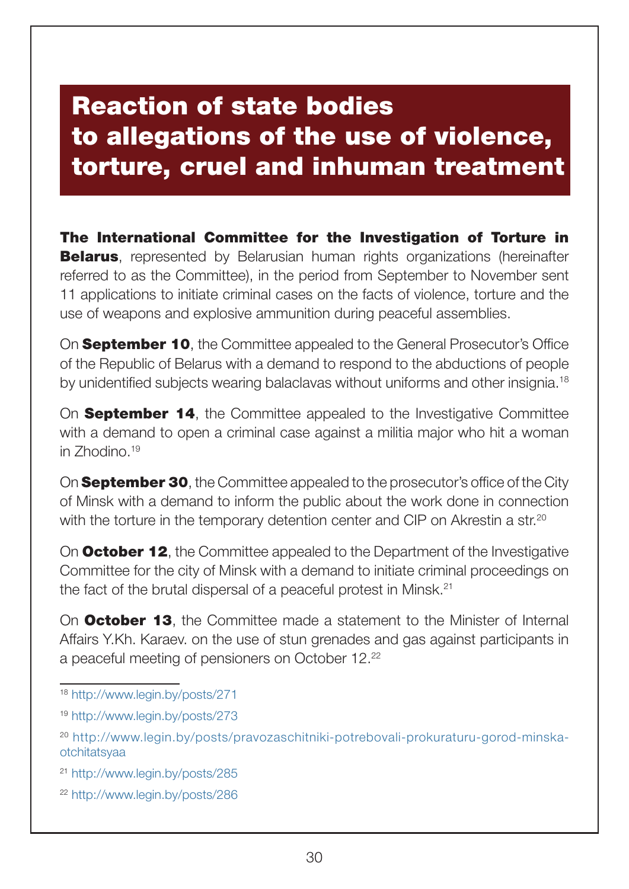# Reaction of state bodies to allegations of the use of violence, torture, cruel and inhuman treatment

**The International Committee for the Investigation of Torture in Belarus**, represented by Belarusian human rights organizations (hereinafter referred to as the Committee), in the period from September to November sent 11 applications to initiate criminal cases on the facts of violence, torture and the use of weapons and explosive ammunition during peaceful assemblies.

On **September 10**, the Committee appealed to the General Prosecutor's Office of the Republic of Belarus with a demand to respond to the abductions of people by unidentified subjects wearing balaclavas without uniforms and other insignia.[18]

On **September 14**, the Committee appealed to the Investigative Committee with a demand to open a criminal case against a militia major who hit a woman in Zhodino.[19]

On **September 30**, the Committee appealed to the prosecutor's office of the City of Minsk with a demand to inform the public about the work done in connection with the torture in the temporary detention center and CIP on Akrestin a str.[20]

On **October 12**, the Committee appealed to the Department of the Investigative Committee for the city of Minsk with a demand to initiate criminal proceedings on the fact of the brutal dispersal of a peaceful protest in Minsk.[21]

On **October 13**, the Committee made a statement to the Minister of Internal Affairs Y.Kh. Karaev. on the use of stun grenades and gas against participants in a peaceful meeting of pensioners on October 12.[22]

---

[18] http://www.legin.by/posts/271

[19] http://www.legin.by/posts/273

[20] http://www.legin.by/posts/pravozaschitniki-potrebovali-prokuraturu-gorod-minska-otchitatsyaa

[21] http://www.legin.by/posts/285

[22] http://www.legin.by/posts/286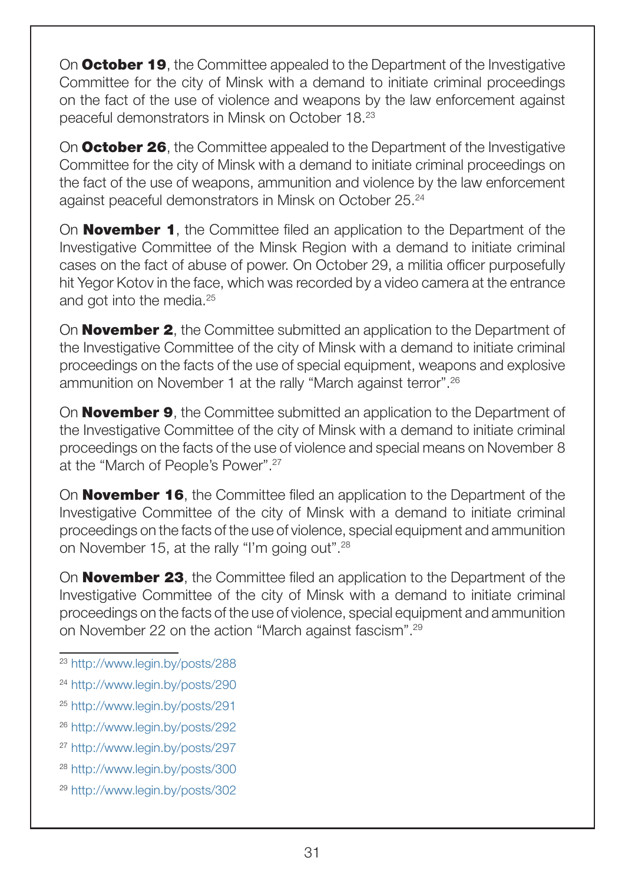On **October 19**, the Committee appealed to the Department of the Investigative Committee for the city of Minsk with a demand to initiate criminal proceedings on the fact of the use of violence and weapons by the law enforcement against peaceful demonstrators in Minsk on October 18.[23]

On **October 26**, the Committee appealed to the Department of the Investigative Committee for the city of Minsk with a demand to initiate criminal proceedings on the fact of the use of weapons, ammunition and violence by the law enforcement against peaceful demonstrators in Minsk on October 25.[24]

On **November 1**, the Committee filed an application to the Department of the Investigative Committee of the Minsk Region with a demand to initiate criminal cases on the fact of abuse of power. On October 29, a militia officer purposefully hit Yegor Kotov in the face, which was recorded by a video camera at the entrance and got into the media.[25]

On **November 2**, the Committee submitted an application to the Department of the Investigative Committee of the city of Minsk with a demand to initiate criminal proceedings on the facts of the use of special equipment, weapons and explosive ammunition on November 1 at the rally "March against terror".[26]

On **November 9**, the Committee submitted an application to the Department of the Investigative Committee of the city of Minsk with a demand to initiate criminal proceedings on the facts of the use of violence and special means on November 8 at the "March of People's Power".[27]

On **November 16**, the Committee filed an application to the Department of the Investigative Committee of the city of Minsk with a demand to initiate criminal proceedings on the facts of the use of violence, special equipment and ammunition on November 15, at the rally "I'm going out".[28]

On **November 23**, the Committee filed an application to the Department of the Investigative Committee of the city of Minsk with a demand to initiate criminal proceedings on the facts of the use of violence, special equipment and ammunition on November 22 on the action "March against fascism".[29]

---

[23] http://www.legin.by/posts/288

[24] http://www.legin.by/posts/290

[25] http://www.legin.by/posts/291

[26] http://www.legin.by/posts/292

[27] http://www.legin.by/posts/297

[28] http://www.legin.by/posts/300

[29] http://www.legin.by/posts/302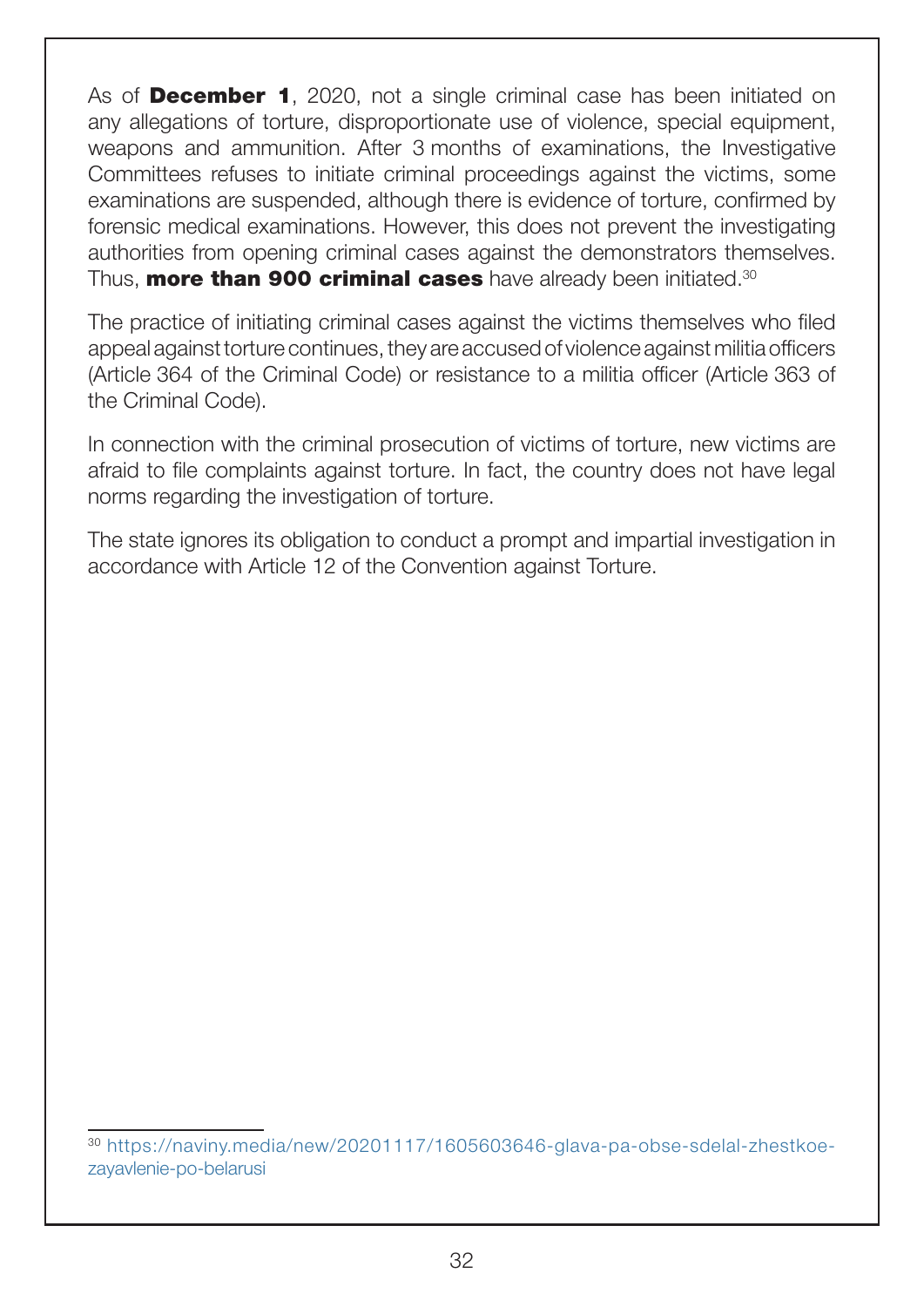As of **December 1**, 2020, not a single criminal case has been initiated on any allegations of torture, disproportionate use of violence, special equipment, weapons and ammunition. After 3 months of examinations, the Investigative Committees refuses to initiate criminal proceedings against the victims, some examinations are suspended, although there is evidence of torture, confirmed by forensic medical examinations. However, this does not prevent the investigating authorities from opening criminal cases against the demonstrators themselves. Thus, **more than 900 criminal cases** have already been initiated.[30]

The practice of initiating criminal cases against the victims themselves who filed appeal against torture continues, they are accused of violence against militia officers (Article 364 of the Criminal Code) or resistance to a militia officer (Article 363 of the Criminal Code).

In connection with the criminal prosecution of victims of torture, new victims are afraid to file complaints against torture. In fact, the country does not have legal norms regarding the investigation of torture.

The state ignores its obligation to conduct a prompt and impartial investigation in accordance with Article 12 of the Convention against Torture.

---

[30] https://naviny.media/new/20201117/1605603646-glava-pa-obse-sdelal-zhestkoe-zayavlenie-po-belarusi